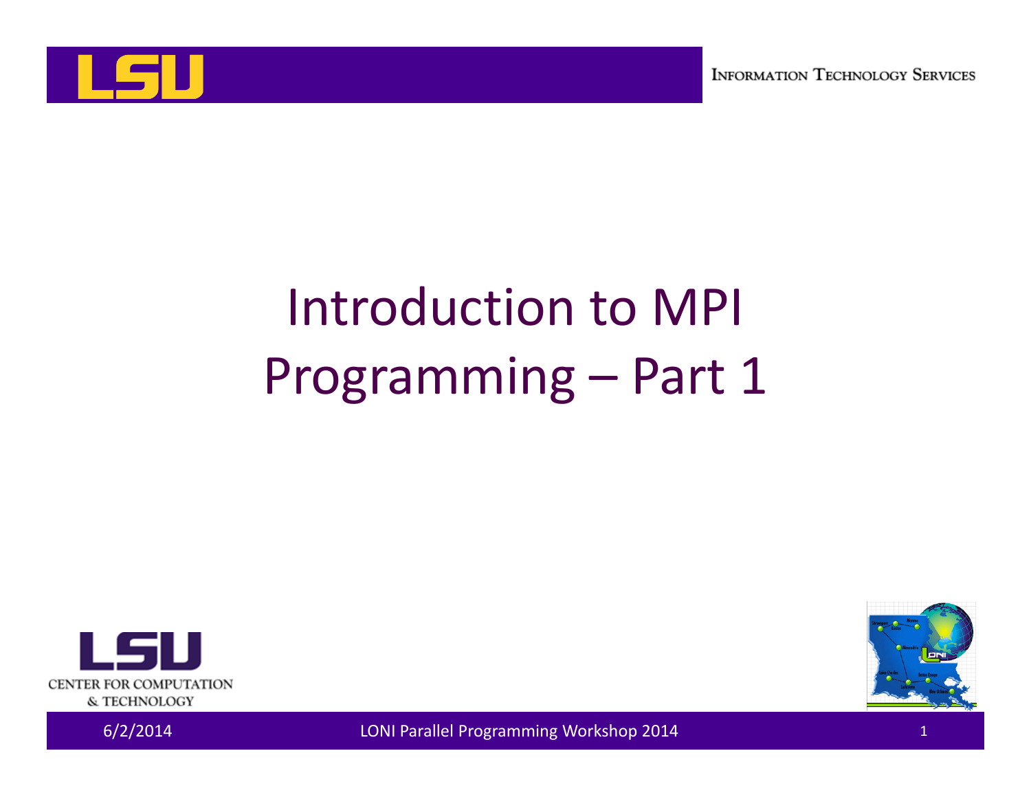# Introduction to MPI Programming – Part 1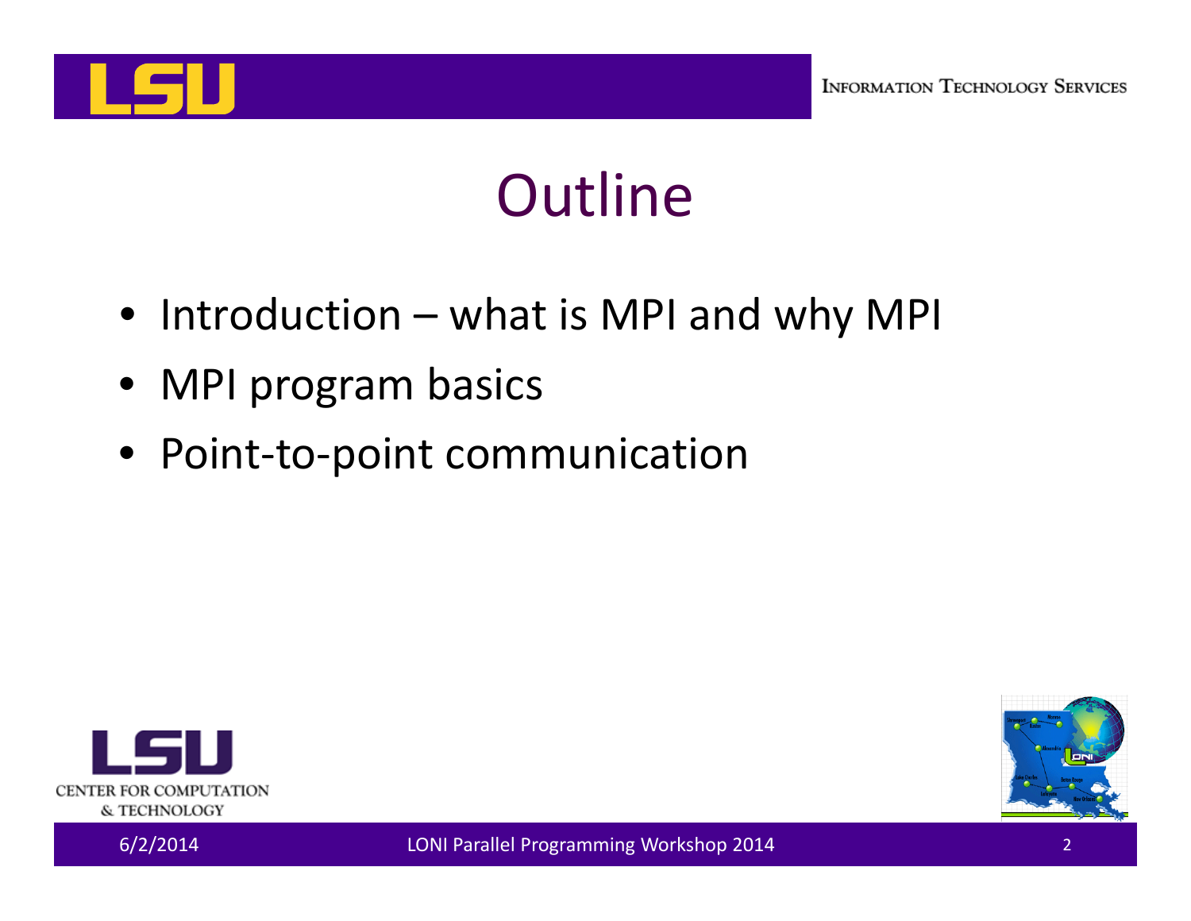# Outline

- Introduction – what is MPI and why MPI
- MPI program basics
- Point-to-point communication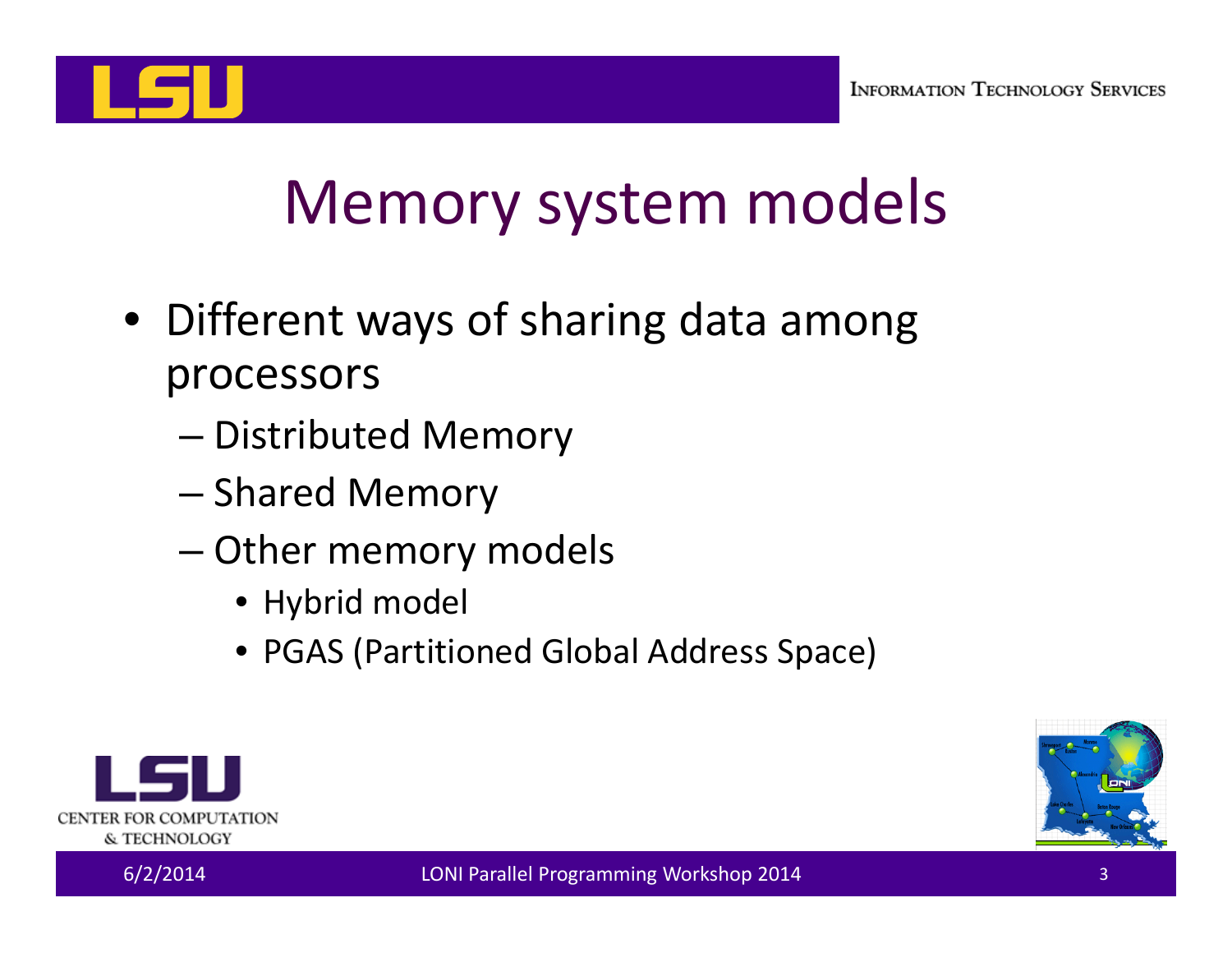# Memory system models

- Different ways of sharing data among processors
  - Distributed Memory
  - Shared Memory
  - Other memory models
    - Hybrid model
    - PGAS (Partitioned Global Address Space)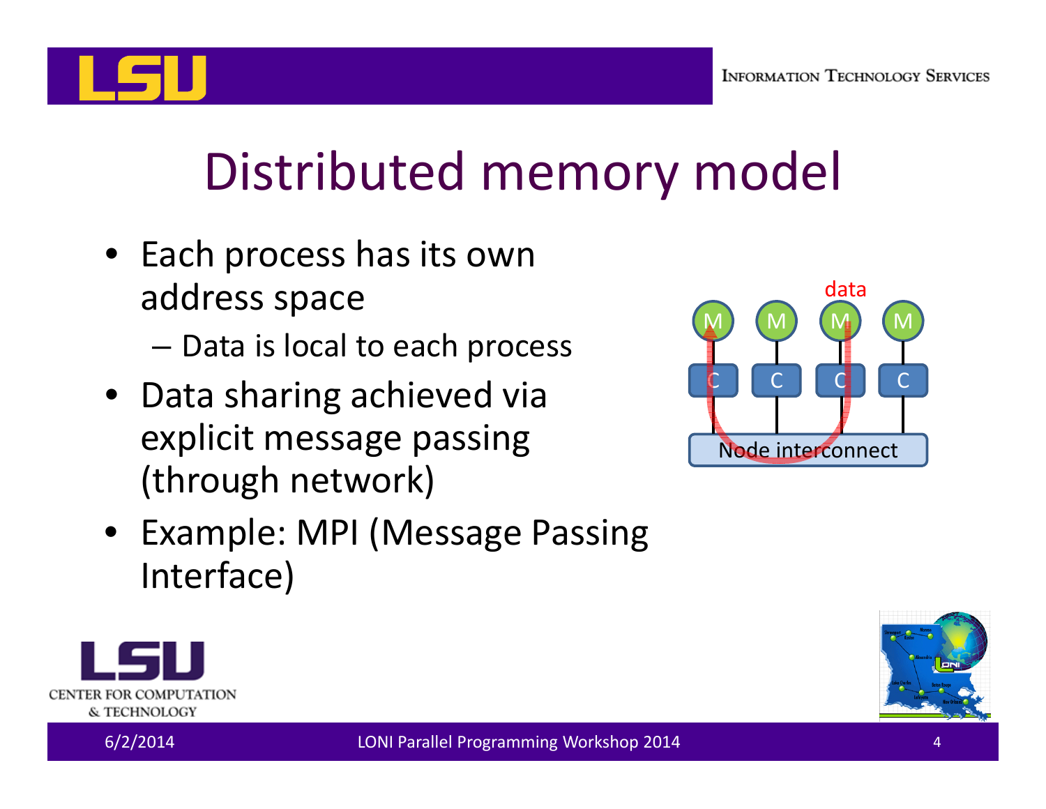# Distributed memory model

- Each process has its own address space
  - Data is local to each process
- Data sharing achieved via explicit message passing (through network)
- Example: MPI (Message Passing Interface)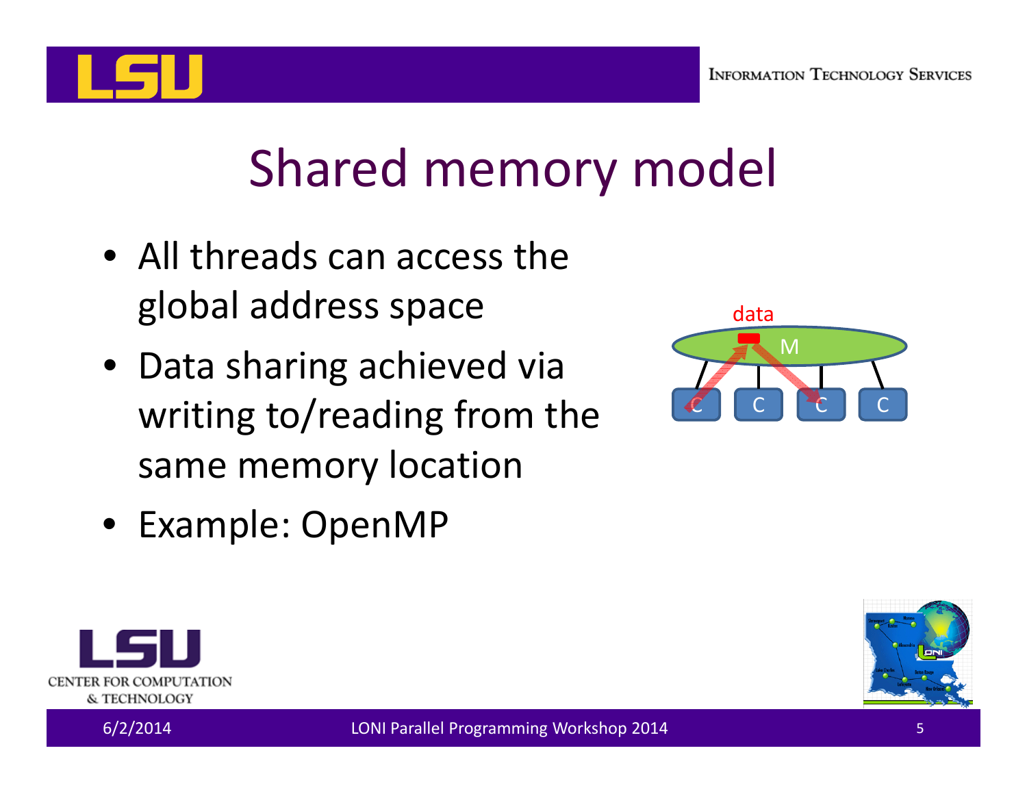# Shared memory model

- All threads can access the global address space
- Data sharing achieved via writing to/reading from the same memory location
- Example: OpenMP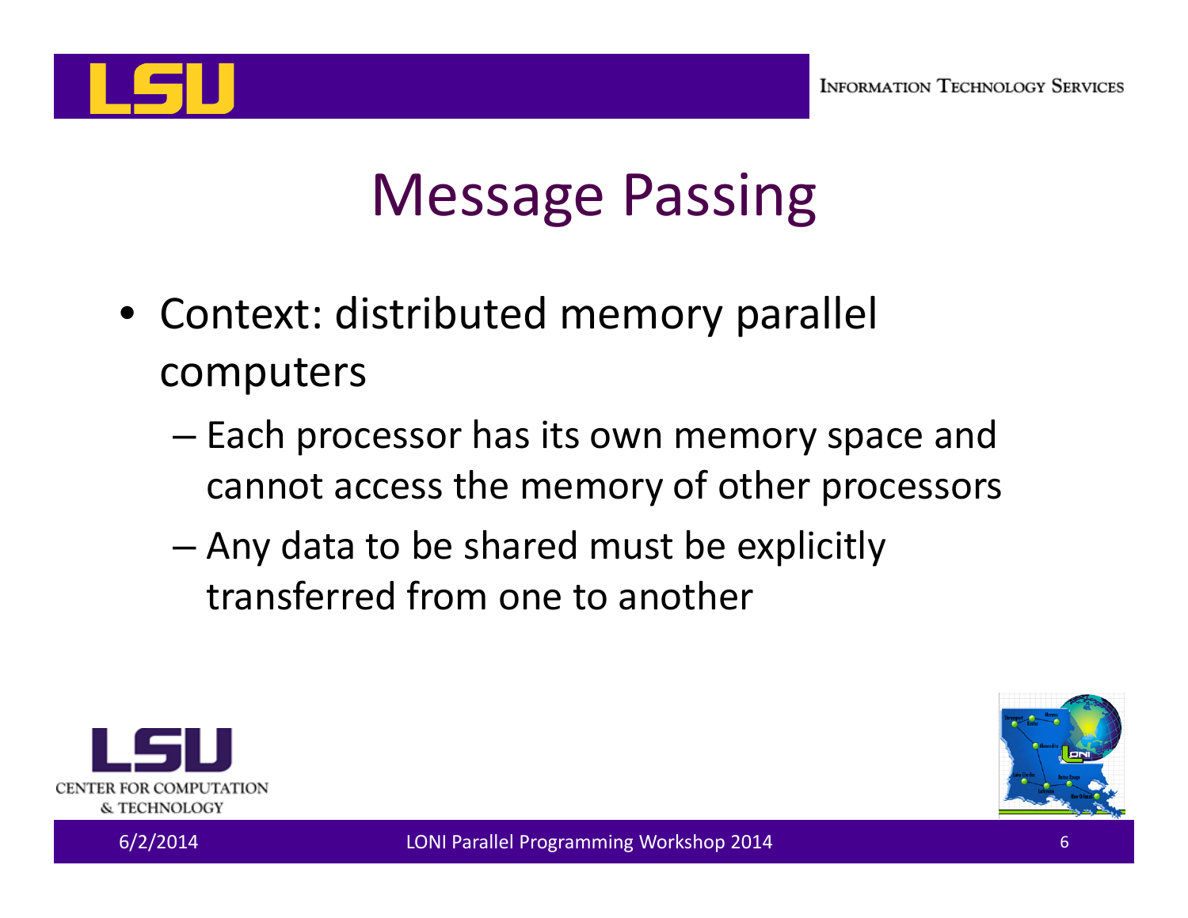# Message Passing

- Context: distributed memory parallel computers
  - Each processor has its own memory space and cannot access the memory of other processors
  - Any data to be shared must be explicitly transferred from one to another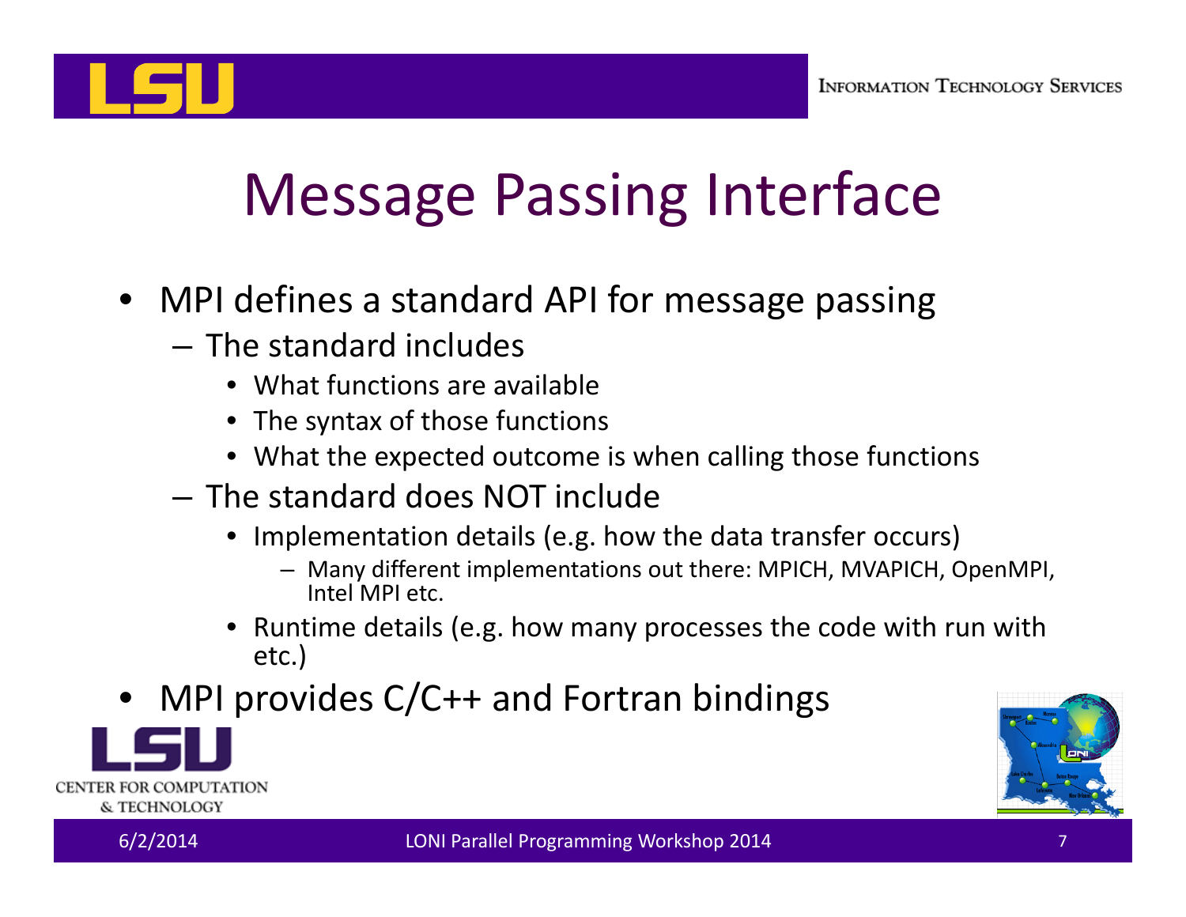# Message Passing Interface

- MPI defines a standard API for message passing
  - The standard includes
    - What functions are available
    - The syntax of those functions
    - What the expected outcome is when calling those functions
  - The standard does NOT include
    - Implementation details (e.g. how the data transfer occurs)
      - Many different implementations out there: MPICH, MVAPICH, OpenMPI, Intel MPI etc.
    - Runtime details (e.g. how many processes the code with run with etc.)
- MPI provides C/C++ and Fortran bindings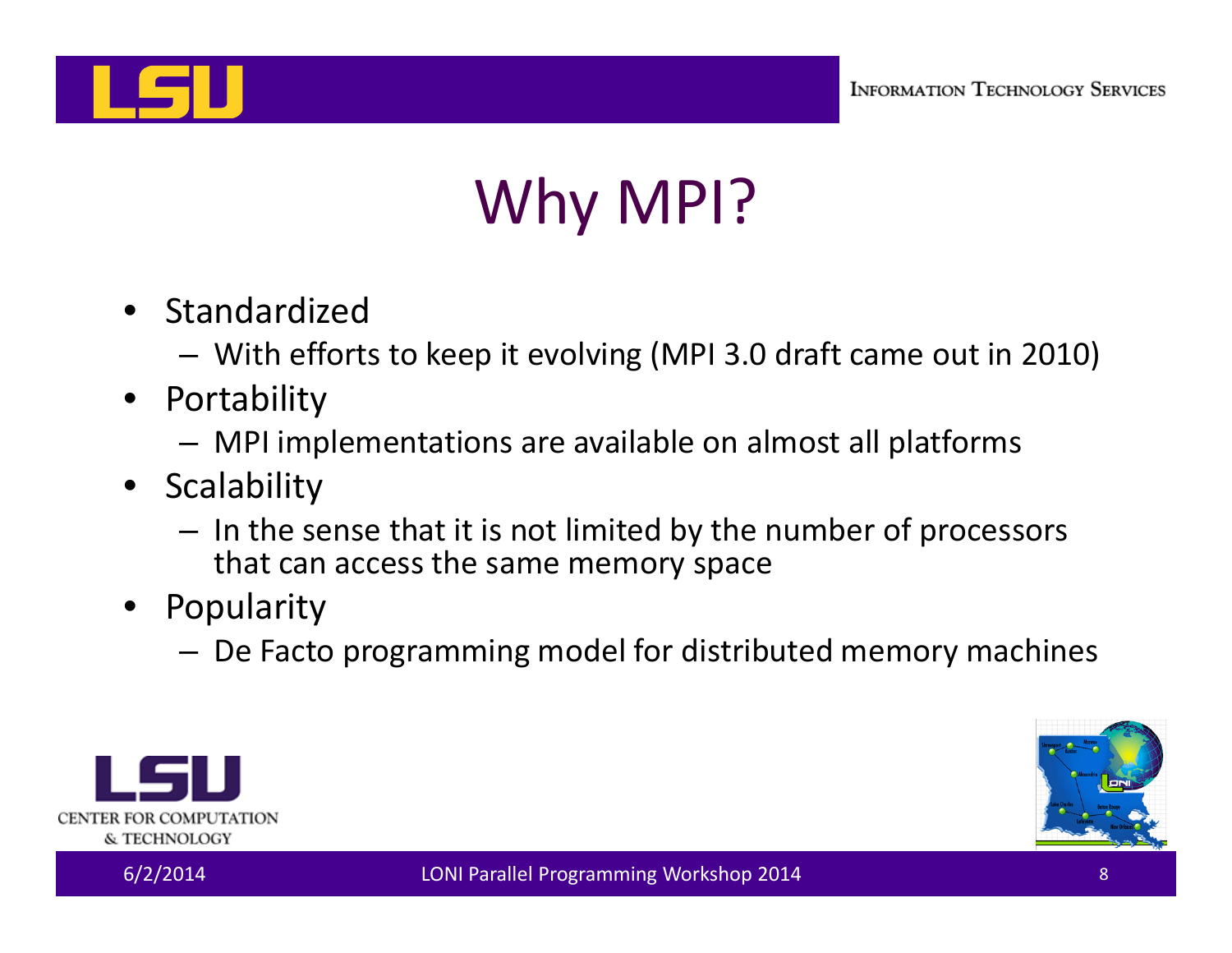# Why MPI?

- Standardized
  - With efforts to keep it evolving (MPI 3.0 draft came out in 2010)
- Portability
  - MPI implementations are available on almost all platforms
- Scalability
  - In the sense that it is not limited by the number of processors that can access the same memory space
- Popularity
  - De Facto programming model for distributed memory machines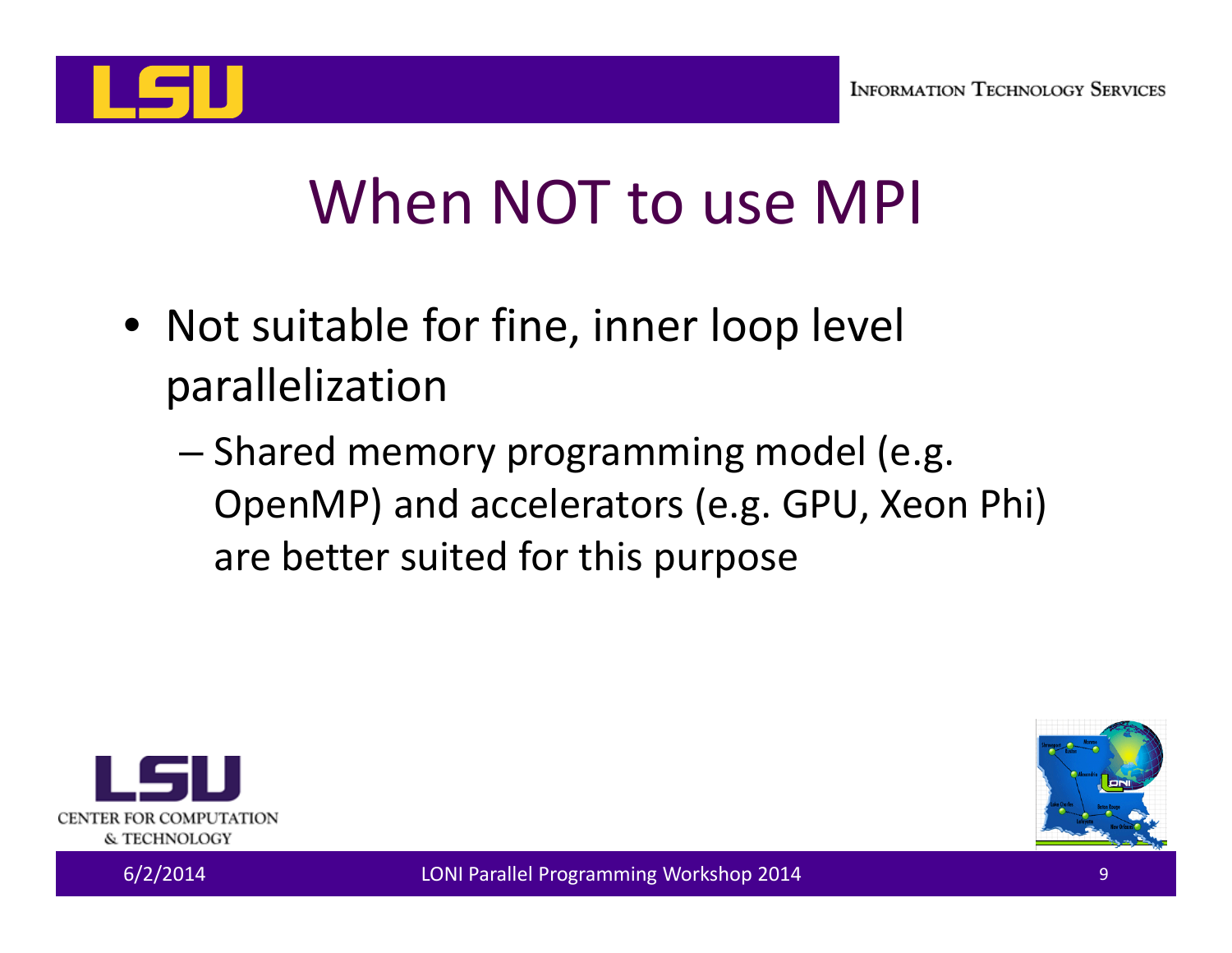# When NOT to use MPI

- Not suitable for fine, inner loop level parallelization
  - Shared memory programming model (e.g. OpenMP) and accelerators (e.g. GPU, Xeon Phi) are better suited for this purpose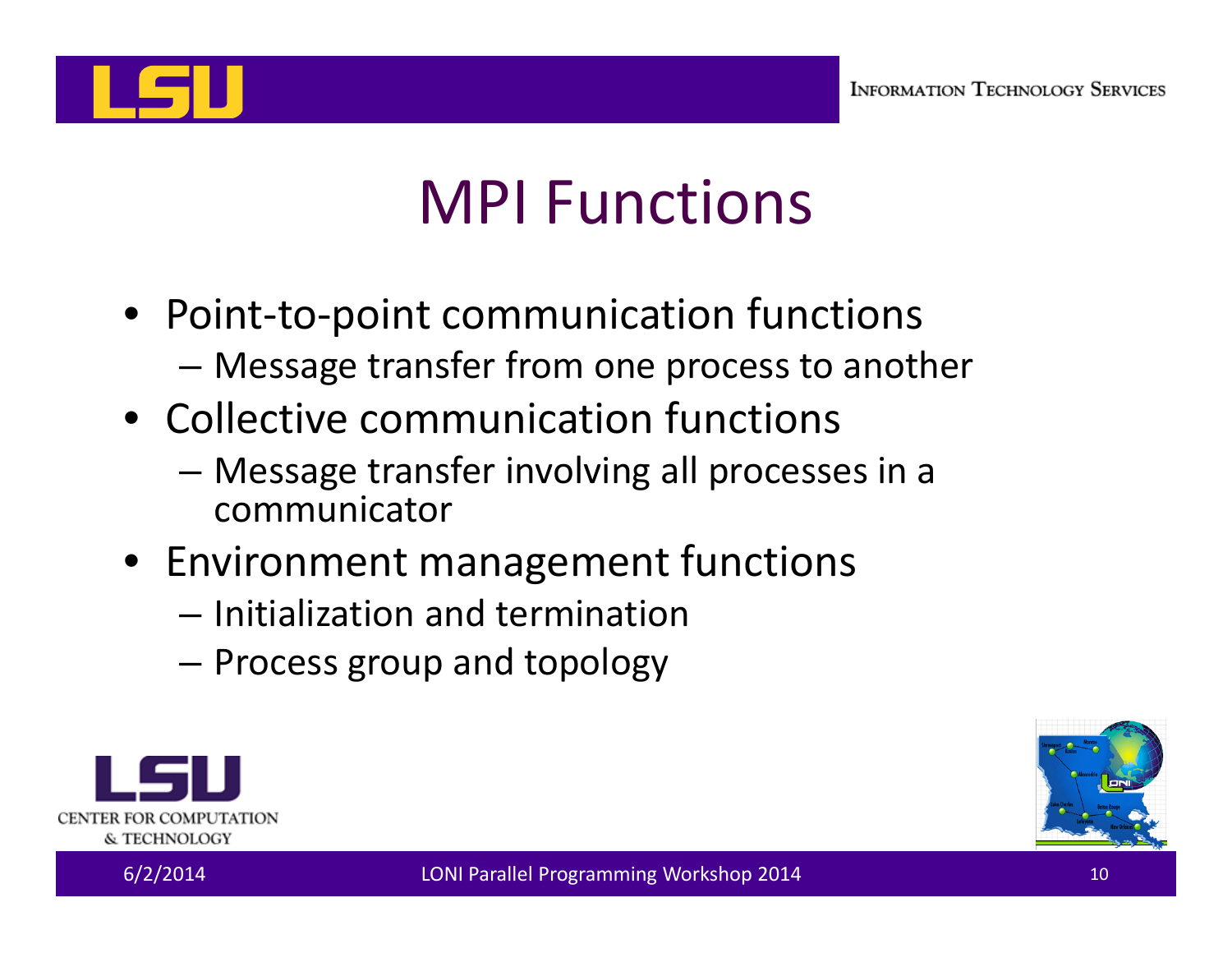# MPI Functions

- Point-to-point communication functions
  - Message transfer from one process to another
- Collective communication functions
  - Message transfer involving all processes in a communicator
- Environment management functions
  - Initialization and termination
  - Process group and topology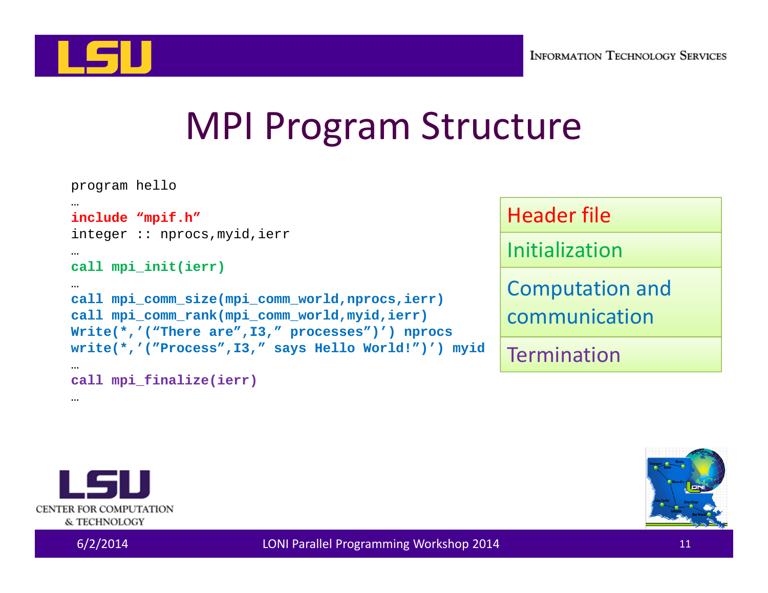# MPI Program Structure

```
program hello
…
include "mpif.h"
integer :: nprocs,myid,ierr
…
call mpi_init(ierr)
…
call mpi_comm_size(mpi_comm_world,nprocs,ierr)
call mpi_comm_rank(mpi_comm_world,myid,ierr)
Write(*,'("There are",I3," processes")') nprocs
write(*,'("Process",I3," says Hello World!")') myid
…
call mpi_finalize(ierr)
…
```

| |
|---|
| Header file |
| Initialization |
| Computation and communication |
| Termination |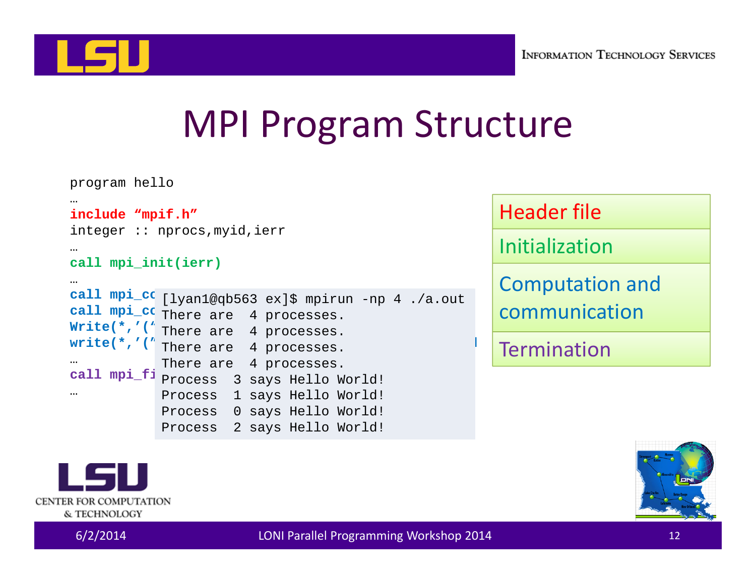# MPI Program Structure

```
program hello
…
include "mpif.h"
integer :: nprocs,myid,ierr
…
call mpi_init(ierr)
…
call mpi_co
call mpi_co
Write(*,'("
write(*,'("
…
call mpi_fi
…
```

```
[lyan1@qb563 ex]$ mpirun -np 4 ./a.out
There are  4 processes.
There are  4 processes.
There are  4 processes.
There are  4 processes.
Process  3 says Hello World!
Process  1 says Hello World!
Process  0 says Hello World!
Process  2 says Hello World!
```

| Header file |
|---|
| Initialization |
| Computation and communication |
| Termination |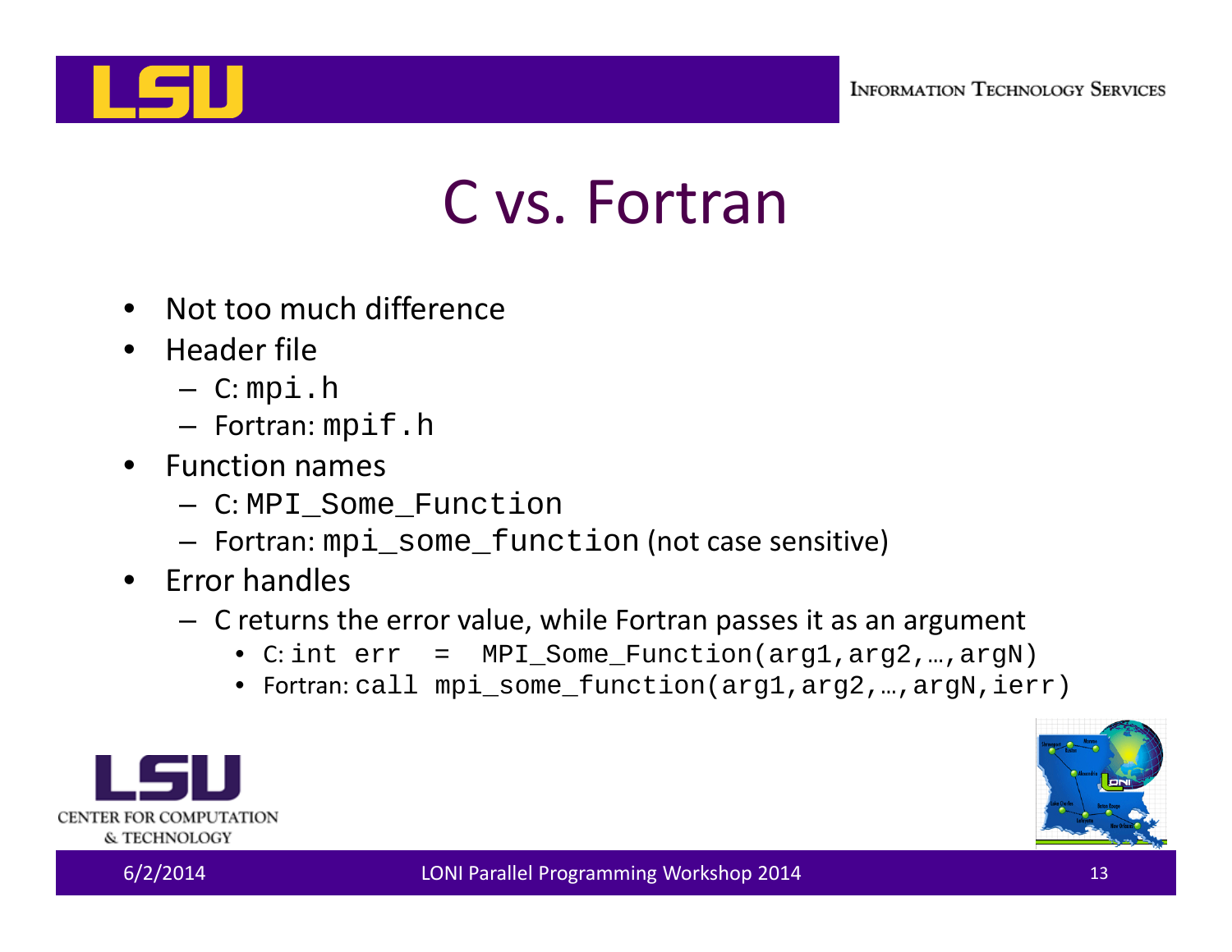# C vs. Fortran

- Not too much difference
- Header file
  - C: `mpi.h`
  - Fortran: `mpif.h`
- Function names
  - C: `MPI_Some_Function`
  - Fortran: `mpi_some_function` (not case sensitive)
- Error handles
  - C returns the error value, while Fortran passes it as an argument
    - C: `int err = MPI_Some_Function(arg1,arg2,…,argN)`
    - Fortran: `call mpi_some_function(arg1,arg2,…,argN,ierr)`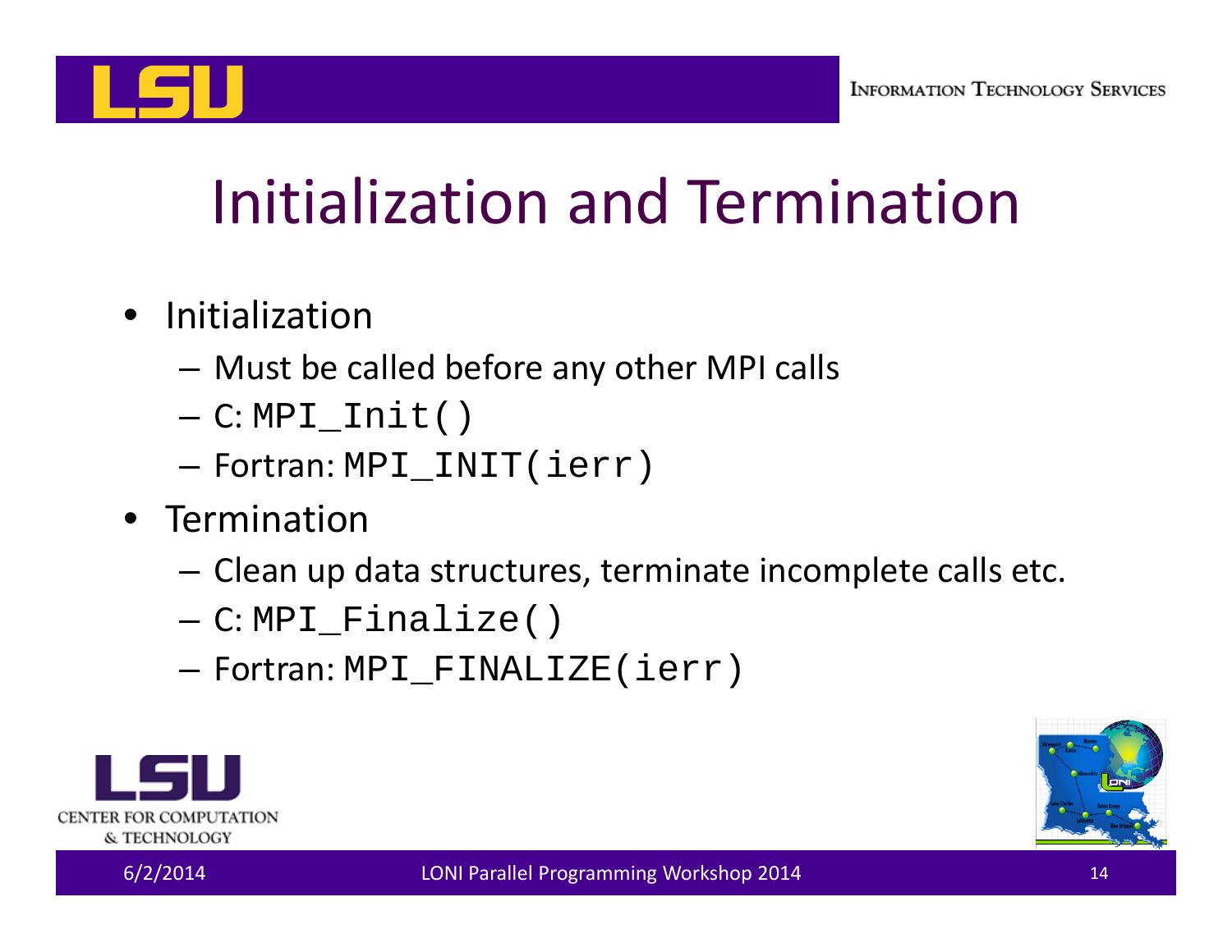# Initialization and Termination

- Initialization
  - Must be called before any other MPI calls
  - C: `MPI_Init()`
  - Fortran: `MPI_INIT(ierr)`
- Termination
  - Clean up data structures, terminate incomplete calls etc.
  - C: `MPI_Finalize()`
  - Fortran: `MPI_FINALIZE(ierr)`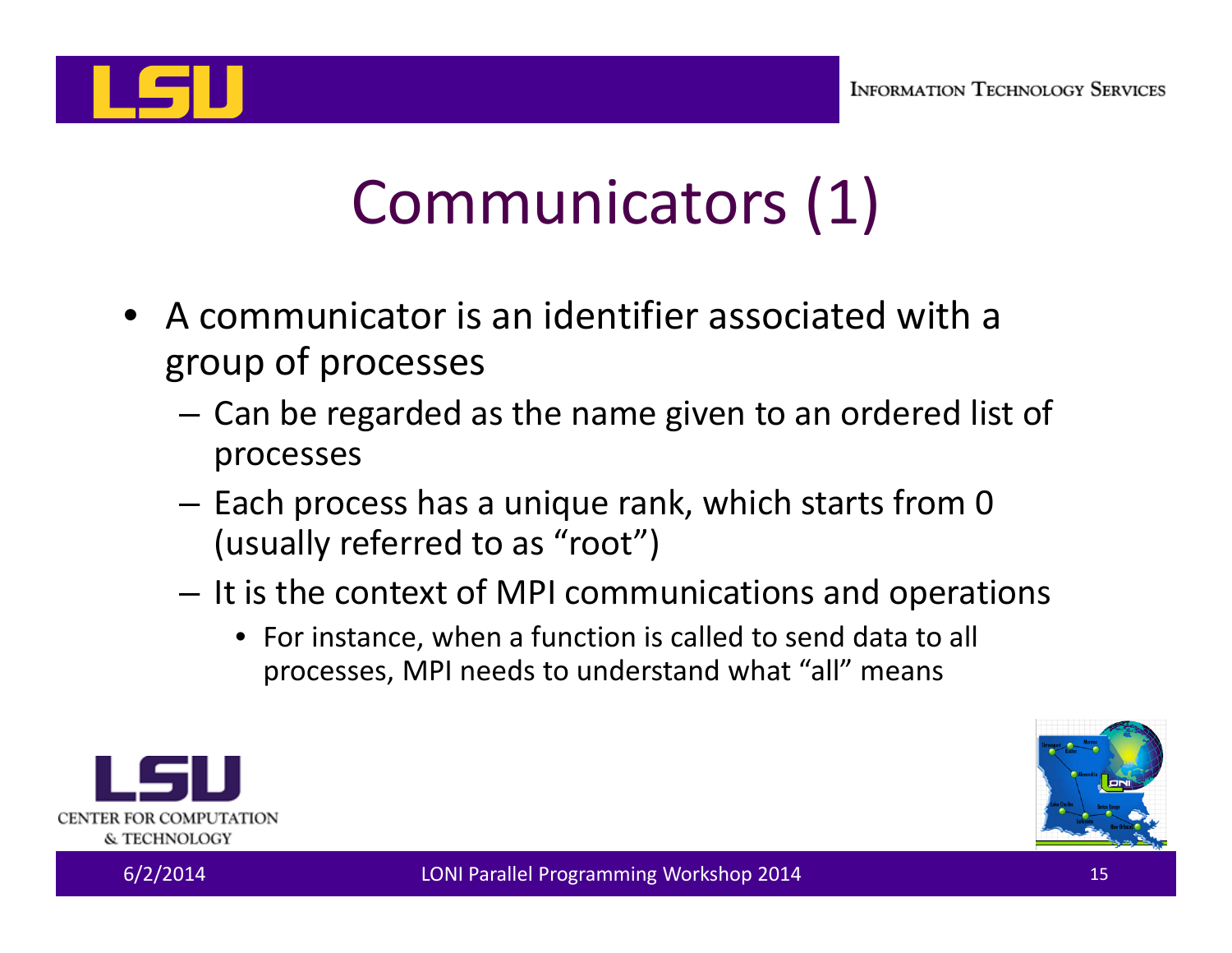# Communicators (1)

- A communicator is an identifier associated with a group of processes
  - Can be regarded as the name given to an ordered list of processes
  - Each process has a unique rank, which starts from 0 (usually referred to as "root")
  - It is the context of MPI communications and operations
    - For instance, when a function is called to send data to all processes, MPI needs to understand what "all" means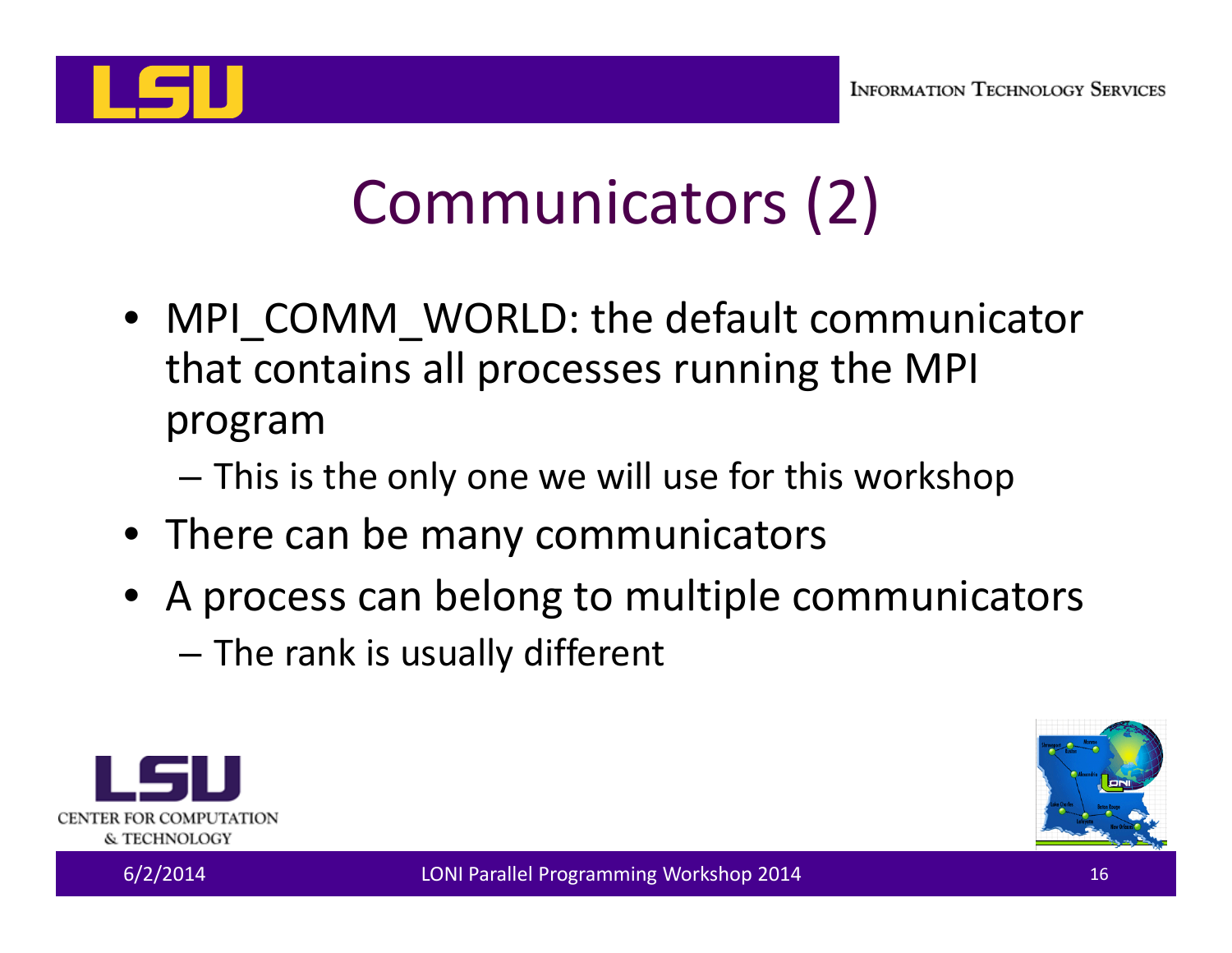# Communicators (2)

- MPI_COMM_WORLD: the default communicator that contains all processes running the MPI program
  - This is the only one we will use for this workshop
- There can be many communicators
- A process can belong to multiple communicators
  - The rank is usually different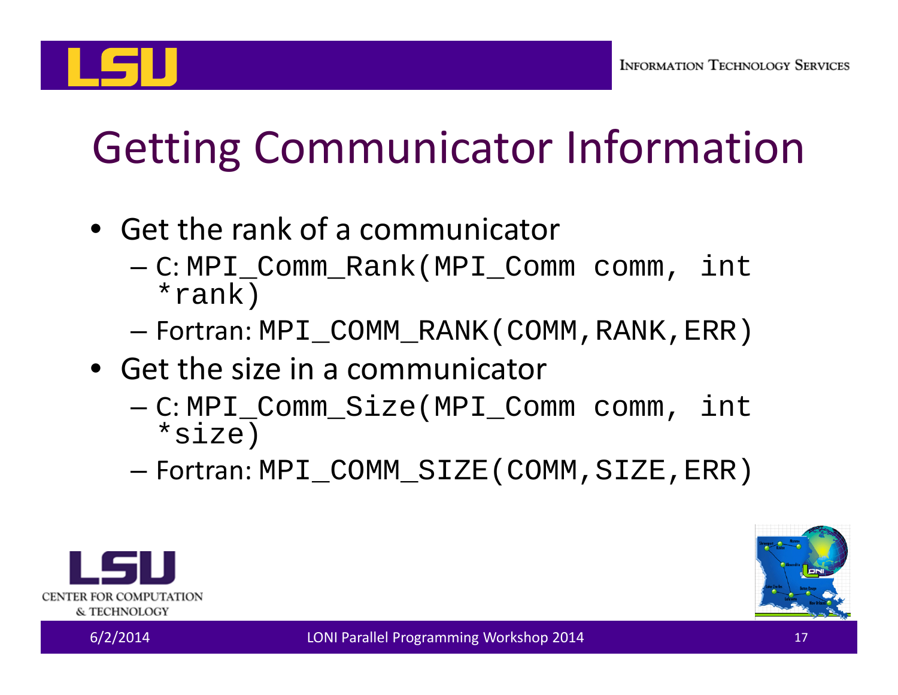# Getting Communicator Information

- Get the rank of a communicator
  - C: `MPI_Comm_Rank(MPI_Comm comm, int *rank)`
  - Fortran: `MPI_COMM_RANK(COMM,RANK,ERR)`
- Get the size in a communicator
  - C: `MPI_Comm_Size(MPI_Comm comm, int *size)`
  - Fortran: `MPI_COMM_SIZE(COMM,SIZE,ERR)`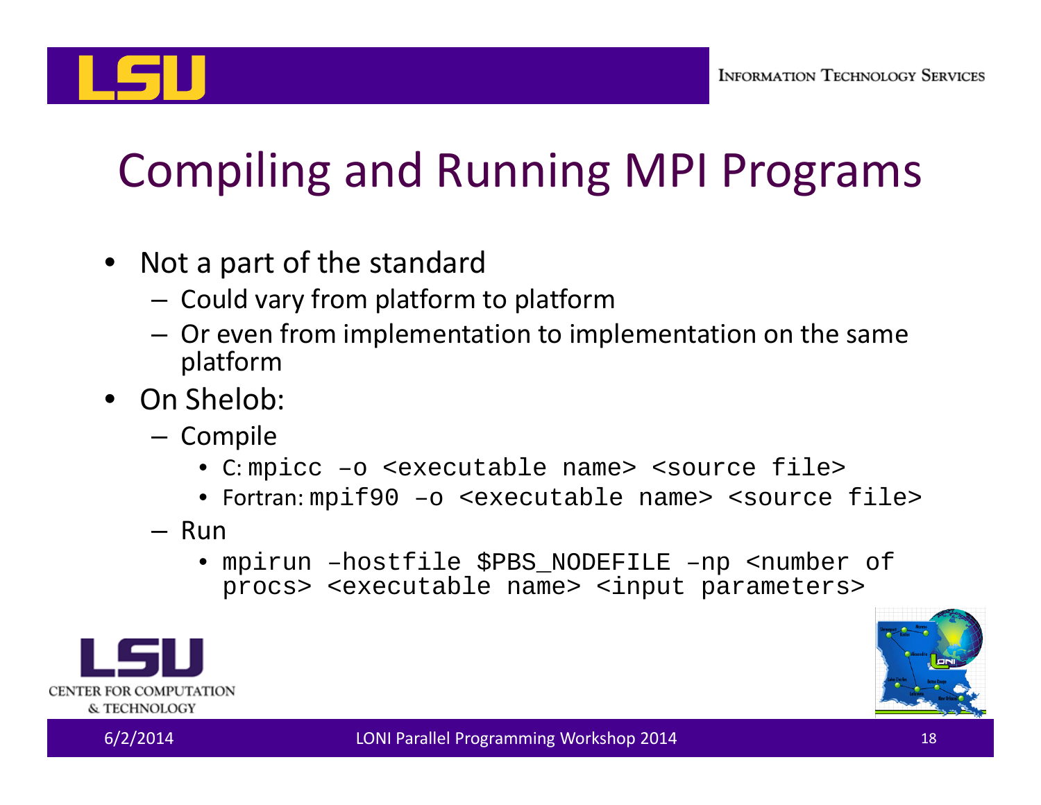# Compiling and Running MPI Programs

- Not a part of the standard
  - Could vary from platform to platform
  - Or even from implementation to implementation on the same platform
- On Shelob:
  - Compile
    - C: `mpicc –o <executable name> <source file>`
    - Fortran: `mpif90 –o <executable name> <source file>`
  - Run
    - `mpirun –hostfile $PBS_NODEFILE –np <number of procs> <executable name> <input parameters>`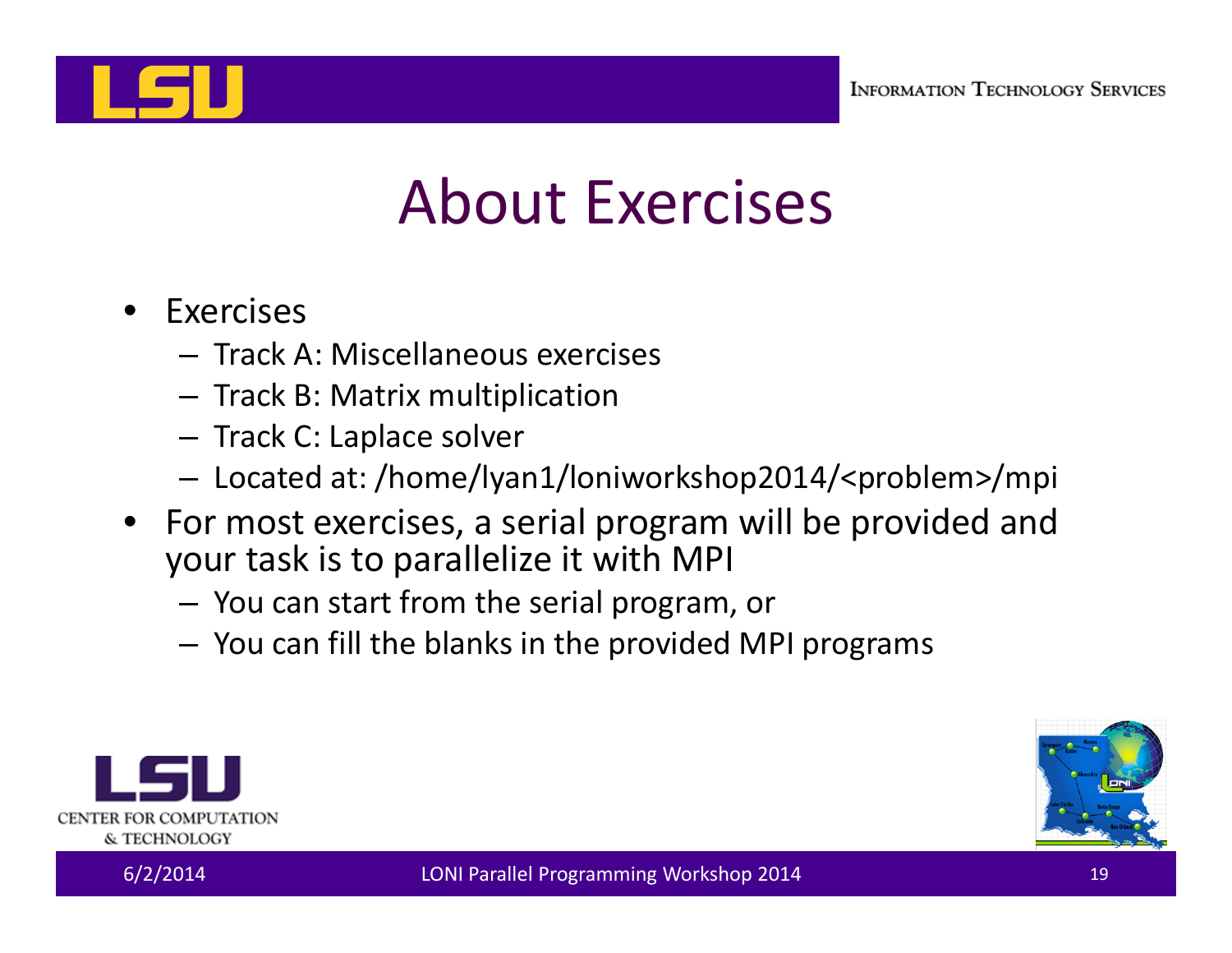# About Exercises

- Exercises
  - Track A: Miscellaneous exercises
  - Track B: Matrix multiplication
  - Track C: Laplace solver
  - Located at: /home/lyan1/loniworkshop2014/<problem>/mpi
- For most exercises, a serial program will be provided and your task is to parallelize it with MPI
  - You can start from the serial program, or
  - You can fill the blanks in the provided MPI programs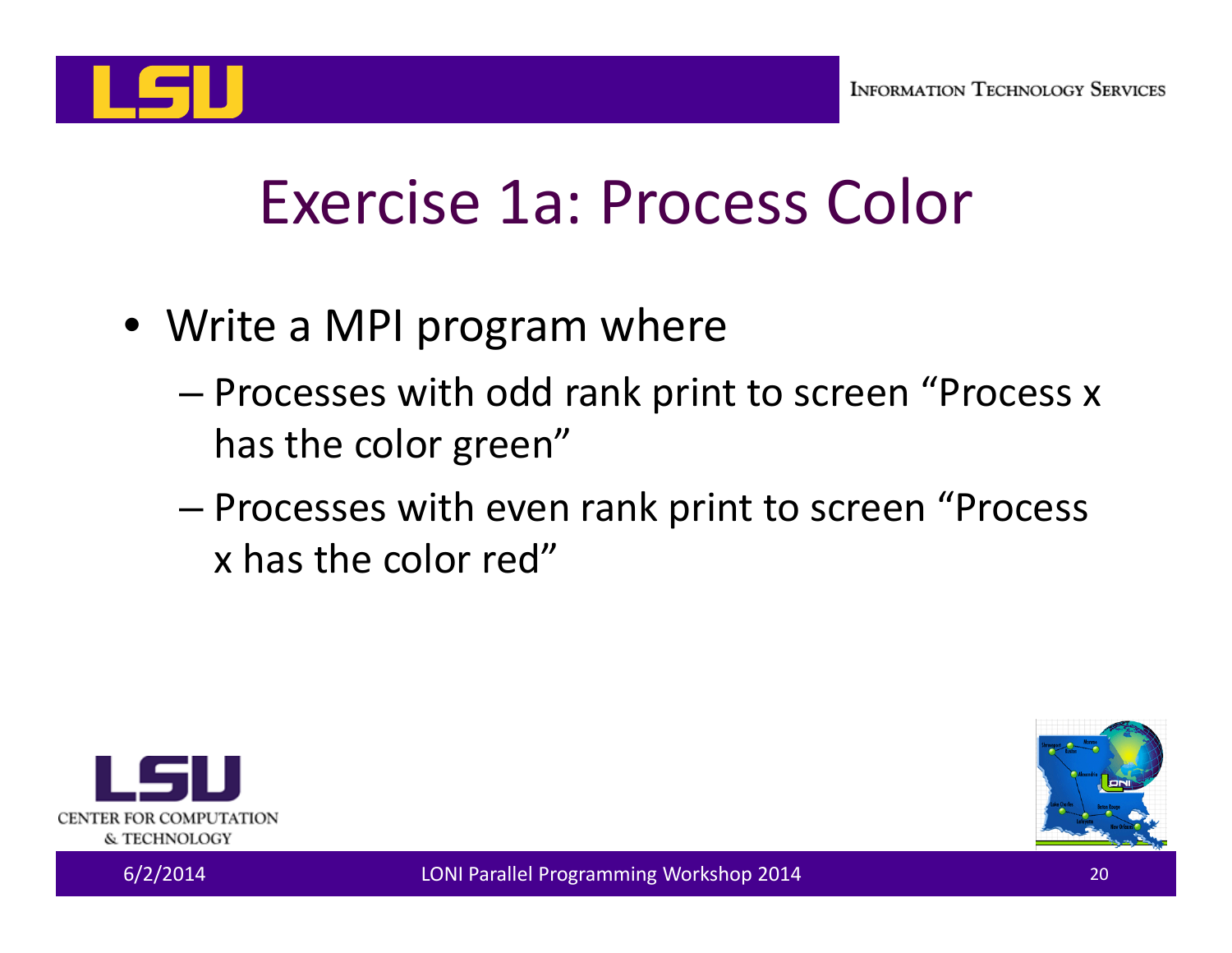# Exercise 1a: Process Color

- Write a MPI program where
  - Processes with odd rank print to screen “Process x has the color green”
  - Processes with even rank print to screen “Process x has the color red”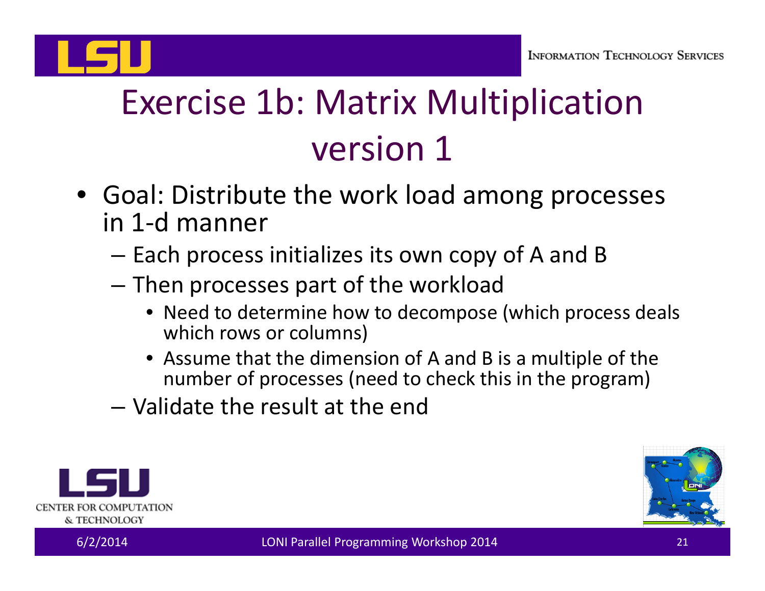# Exercise 1b: Matrix Multiplication version 1

- Goal: Distribute the work load among processes in 1-d manner
  - Each process initializes its own copy of A and B
  - Then processes part of the workload
    - Need to determine how to decompose (which process deals which rows or columns)
    - Assume that the dimension of A and B is a multiple of the number of processes (need to check this in the program)
  - Validate the result at the end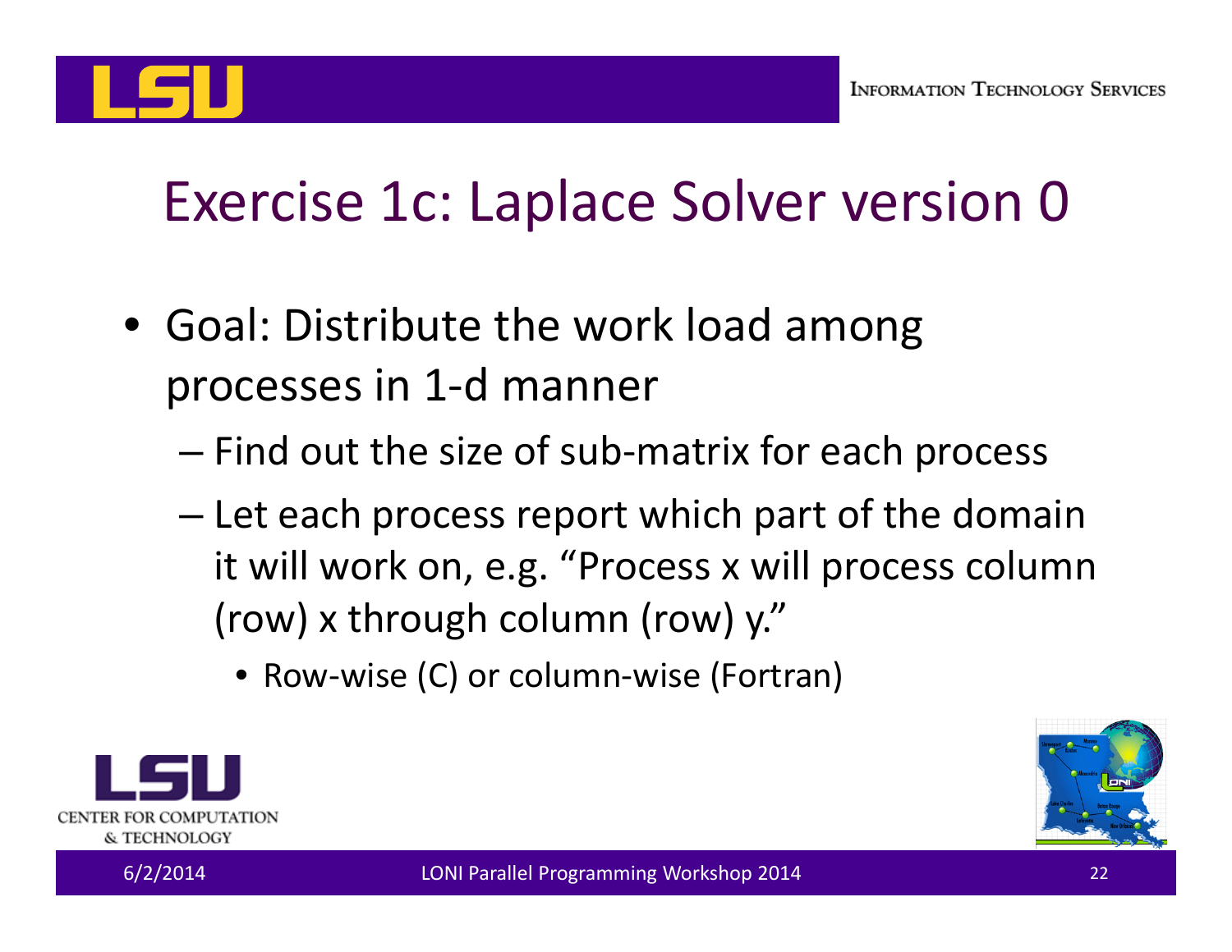# Exercise 1c: Laplace Solver version 0

- Goal: Distribute the work load among processes in 1-d manner
  - Find out the size of sub-matrix for each process
  - Let each process report which part of the domain it will work on, e.g. "Process x will process column (row) x through column (row) y."
    - Row-wise (C) or column-wise (Fortran)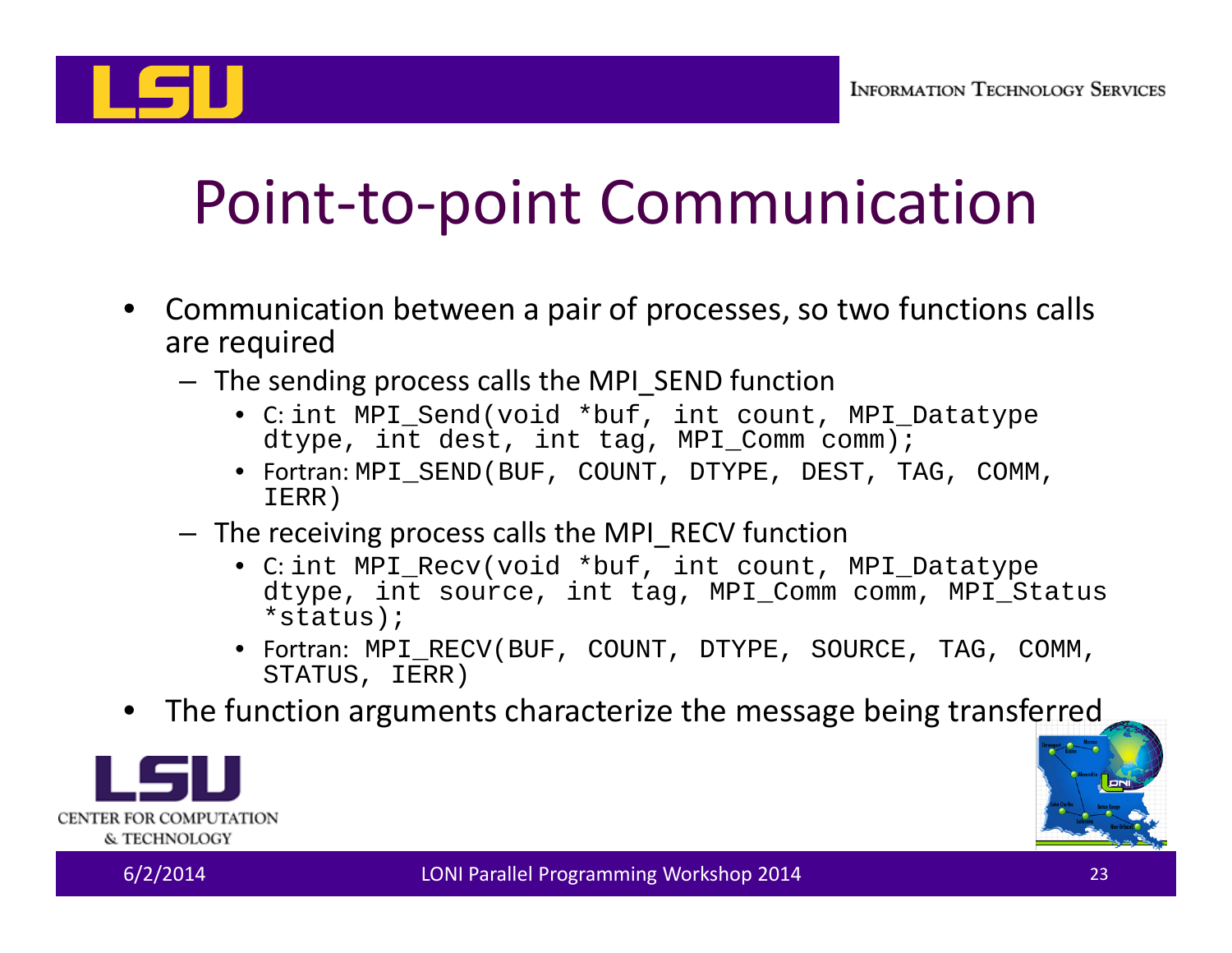# Point-to-point Communication

- Communication between a pair of processes, so two functions calls are required
  - The sending process calls the MPI_SEND function
    - C: `int MPI_Send(void *buf, int count, MPI_Datatype dtype, int dest, int tag, MPI_Comm comm);`
    - Fortran: `MPI_SEND(BUF, COUNT, DTYPE, DEST, TAG, COMM, IERR)`
  - The receiving process calls the MPI_RECV function
    - C: `int MPI_Recv(void *buf, int count, MPI_Datatype dtype, int source, int tag, MPI_Comm comm, MPI_Status *status);`
    - Fortran: `MPI_RECV(BUF, COUNT, DTYPE, SOURCE, TAG, COMM, STATUS, IERR)`
- The function arguments characterize the message being transferred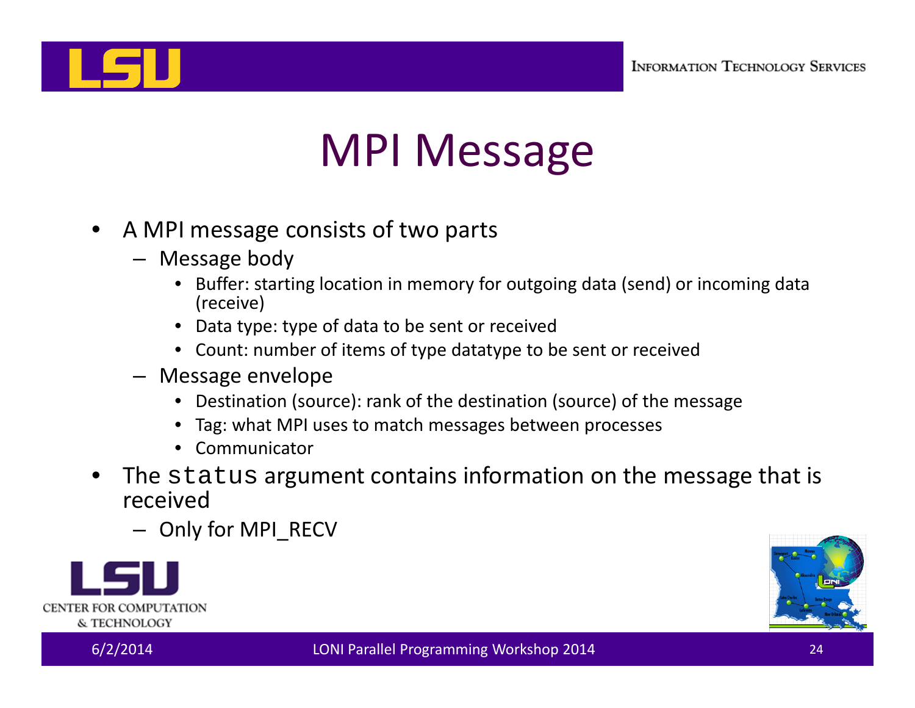# MPI Message

- A MPI message consists of two parts
  - Message body
    - Buffer: starting location in memory for outgoing data (send) or incoming data (receive)
    - Data type: type of data to be sent or received
    - Count: number of items of type datatype to be sent or received
  - Message envelope
    - Destination (source): rank of the destination (source) of the message
    - Tag: what MPI uses to match messages between processes
    - Communicator
- The `status` argument contains information on the message that is received
  - Only for MPI_RECV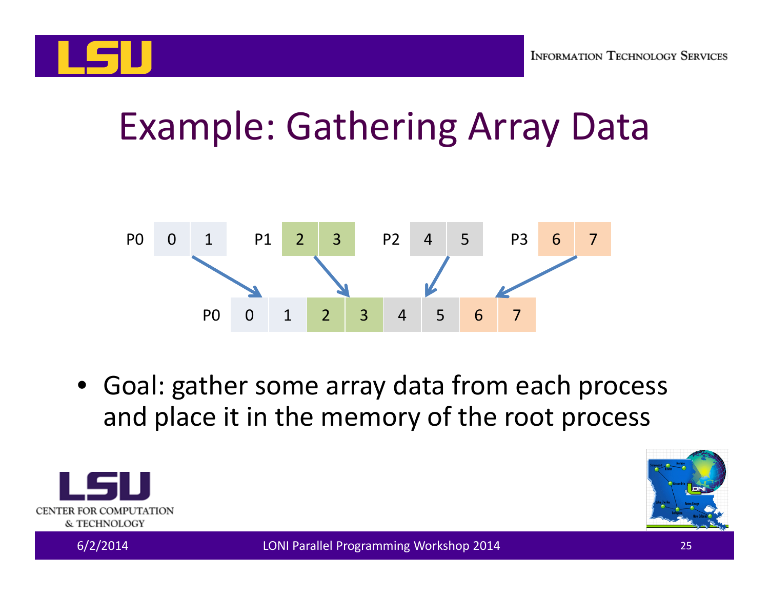# Example: Gathering Array Data

| P0 | 0 | 1 |
|---|---|---|

| P1 | 2 | 3 |
|---|---|---|

| P2 | 4 | 5 |
|---|---|---|

| P3 | 6 | 7 |
|---|---|---|

| P0 | 0 | 1 | 2 | 3 | 4 | 5 | 6 | 7 |
|---|---|---|---|---|---|---|---|---|

- Goal: gather some array data from each process and place it in the memory of the root process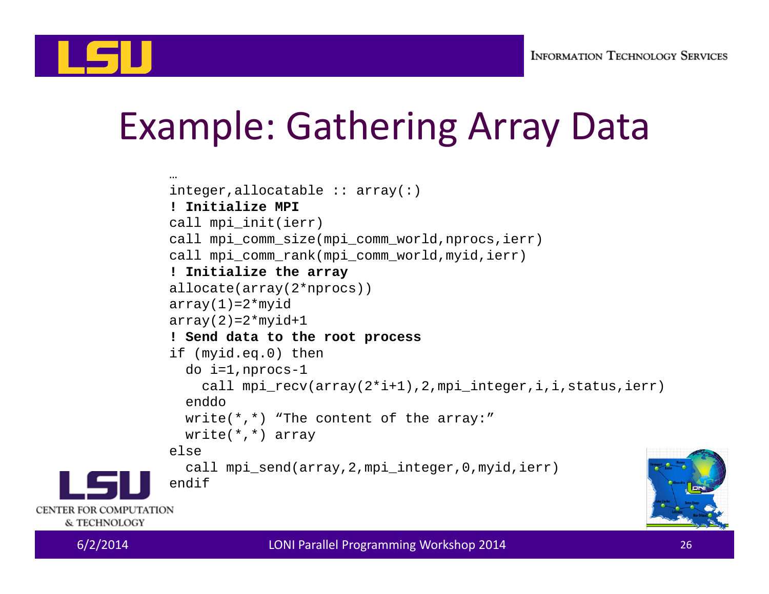# Example: Gathering Array Data

```
…
integer,allocatable :: array(:)
! Initialize MPI
call mpi_init(ierr)
call mpi_comm_size(mpi_comm_world,nprocs,ierr)
call mpi_comm_rank(mpi_comm_world,myid,ierr)
! Initialize the array
allocate(array(2*nprocs))
array(1)=2*myid
array(2)=2*myid+1
! Send data to the root process
if (myid.eq.0) then
  do i=1,nprocs-1
    call mpi_recv(array(2*i+1),2,mpi_integer,i,i,status,ierr)
  enddo
  write(*,*) "The content of the array:"
  write(*,*) array
else
  call mpi_send(array,2,mpi_integer,0,myid,ierr)
endif
```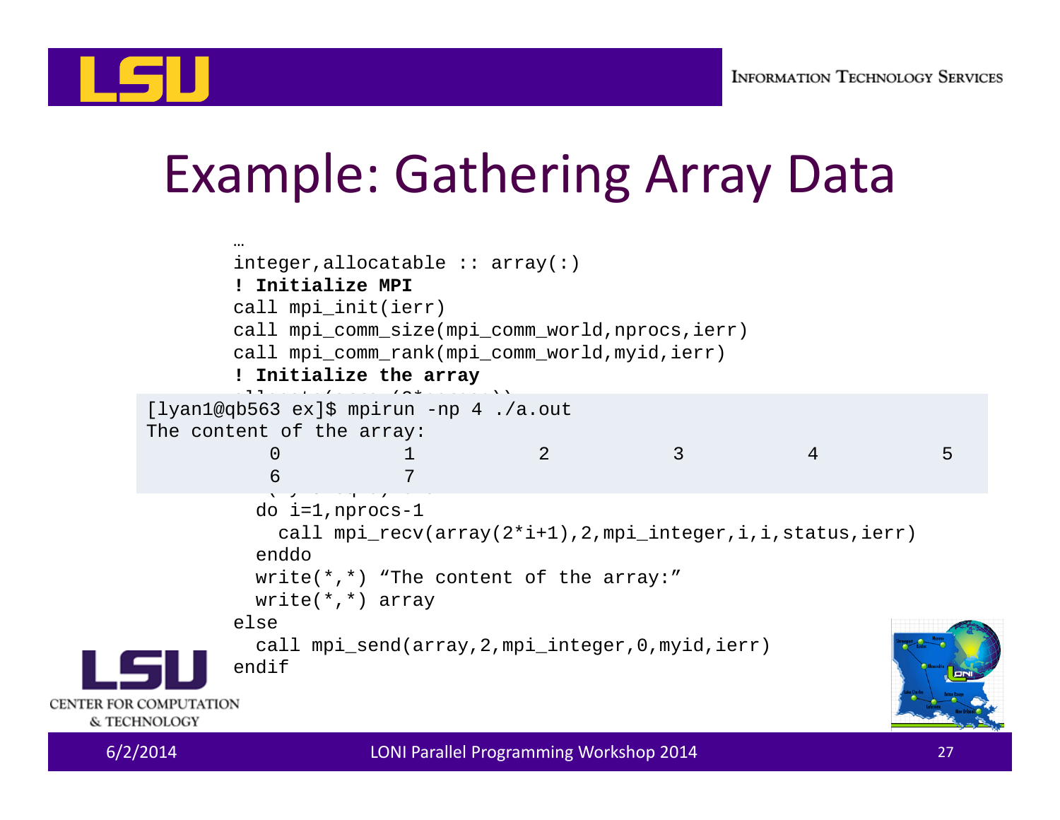# Example: Gathering Array Data

```
…
integer,allocatable :: array(:)
! Initialize MPI
call mpi_init(ierr)
call mpi_comm_size(mpi_comm_world,nprocs,ierr)
call mpi_comm_rank(mpi_comm_world,myid,ierr)
! Initialize the array
```

```
[lyan1@qb563 ex]$ mpirun -np 4 ./a.out
The content of the array:
         0           1           2           3           4           5
         6           7
```

```
  do i=1,nprocs-1
    call mpi_recv(array(2*i+1),2,mpi_integer,i,i,status,ierr)
  enddo
  write(*,*) "The content of the array:"
  write(*,*) array
else
  call mpi_send(array,2,mpi_integer,0,myid,ierr)
endif
```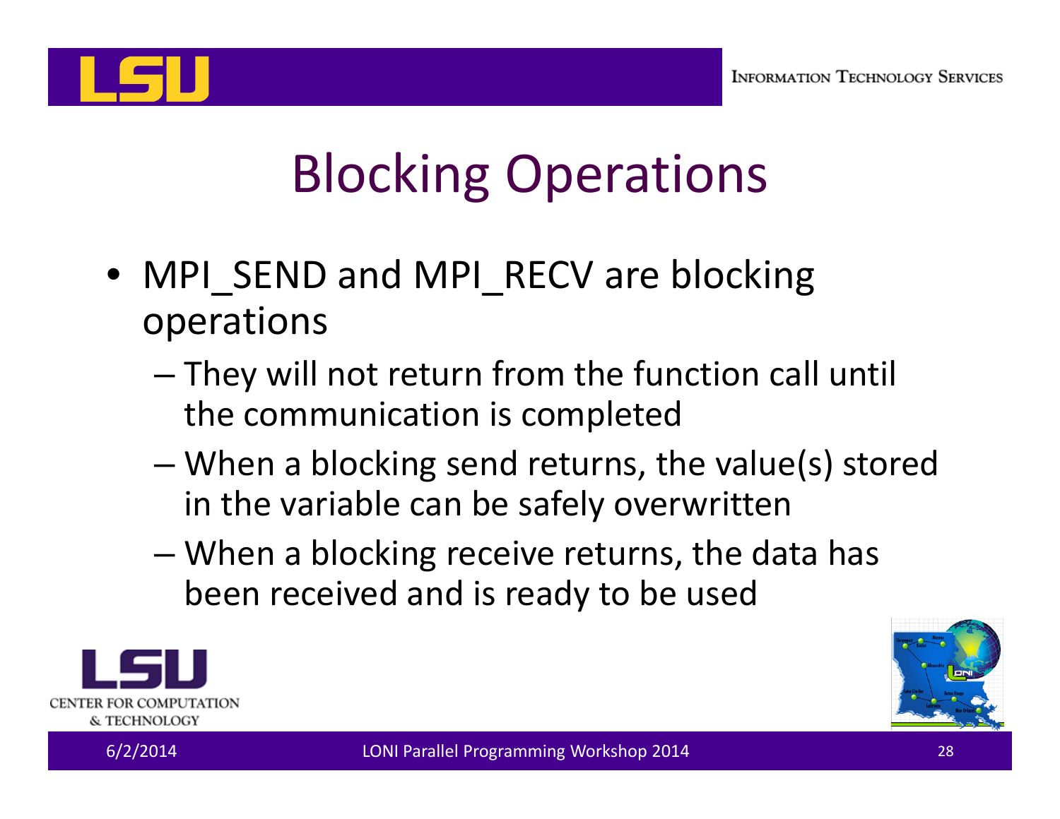# Blocking Operations

- MPI_SEND and MPI_RECV are blocking operations
  - They will not return from the function call until the communication is completed
  - When a blocking send returns, the value(s) stored in the variable can be safely overwritten
  - When a blocking receive returns, the data has been received and is ready to be used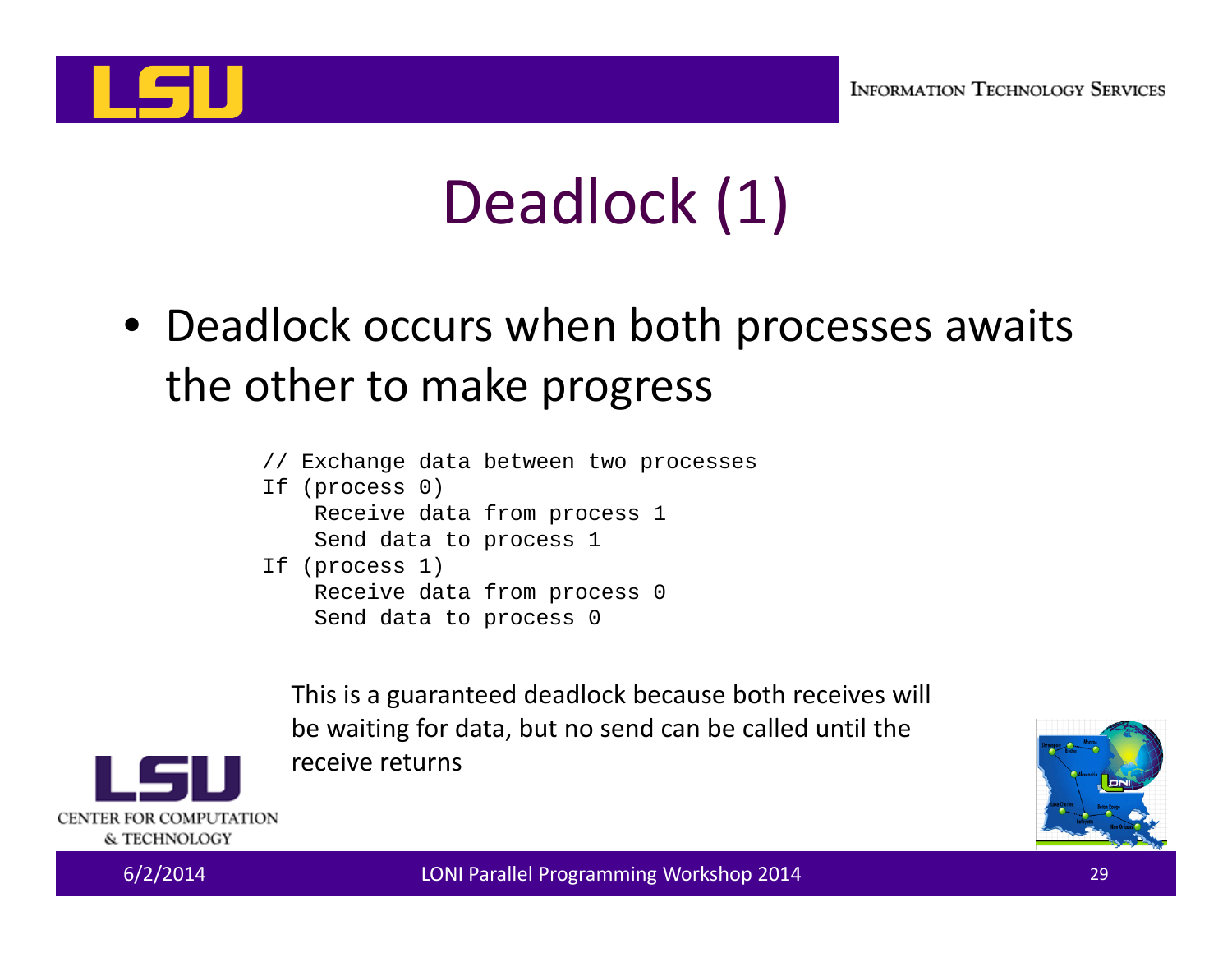# Deadlock (1)

- Deadlock occurs when both processes awaits the other to make progress

```
// Exchange data between two processes
If (process 0)
    Receive data from process 1
    Send data to process 1
If (process 1)
    Receive data from process 0
    Send data to process 0
```

This is a guaranteed deadlock because both receives will be waiting for data, but no send can be called until the receive returns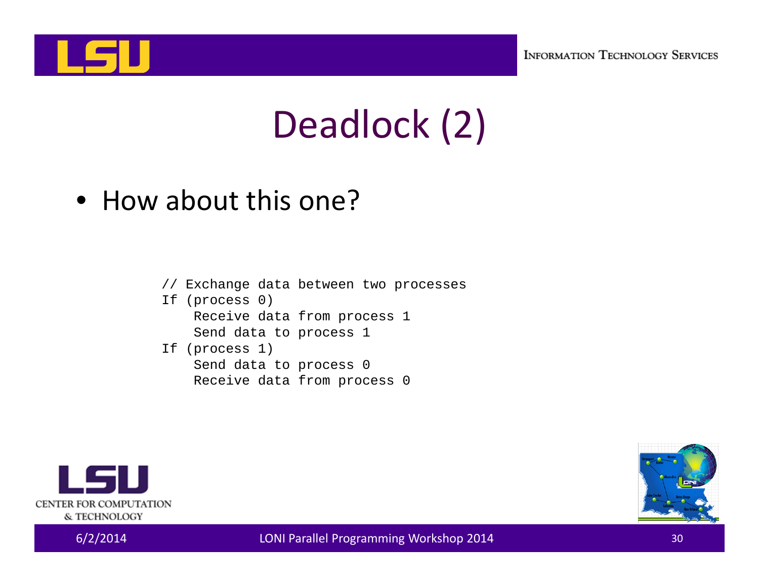# Deadlock (2)

- How about this one?

```
// Exchange data between two processes
If (process 0)
    Receive data from process 1
    Send data to process 1
If (process 1)
    Send data to process 0
    Receive data from process 0
```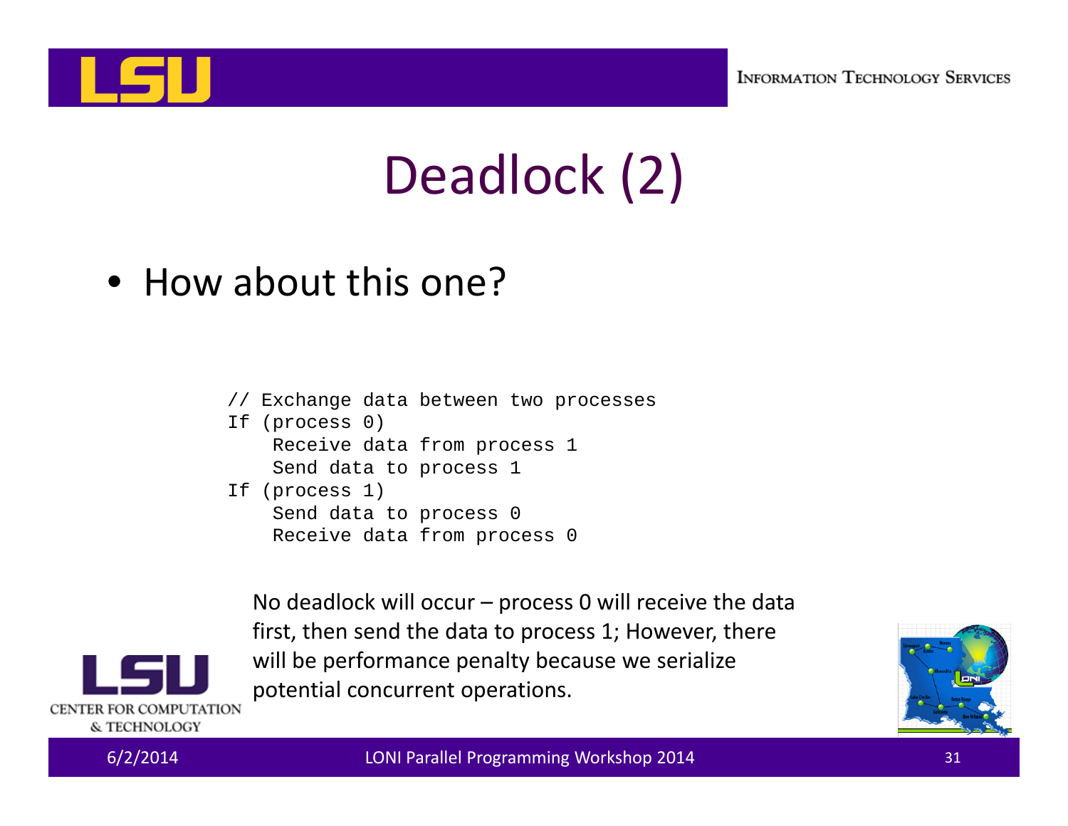# Deadlock (2)

- How about this one?

```
// Exchange data between two processes
If (process 0)
    Receive data from process 1
    Send data to process 1
If (process 1)
    Send data to process 0
    Receive data from process 0
```

No deadlock will occur – process 0 will receive the data first, then send the data to process 1; However, there will be performance penalty because we serialize potential concurrent operations.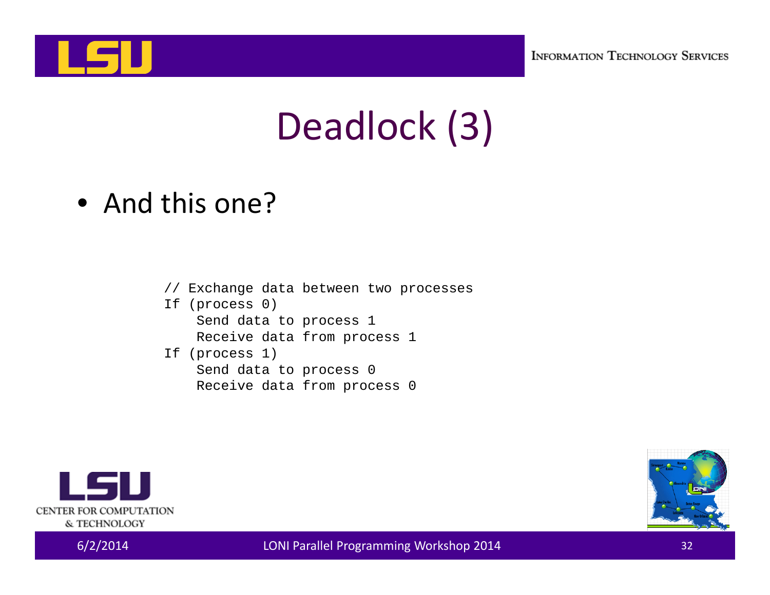# Deadlock (3)

- And this one?

```
// Exchange data between two processes
If (process 0)
    Send data to process 1
    Receive data from process 1
If (process 1)
    Send data to process 0
    Receive data from process 0
```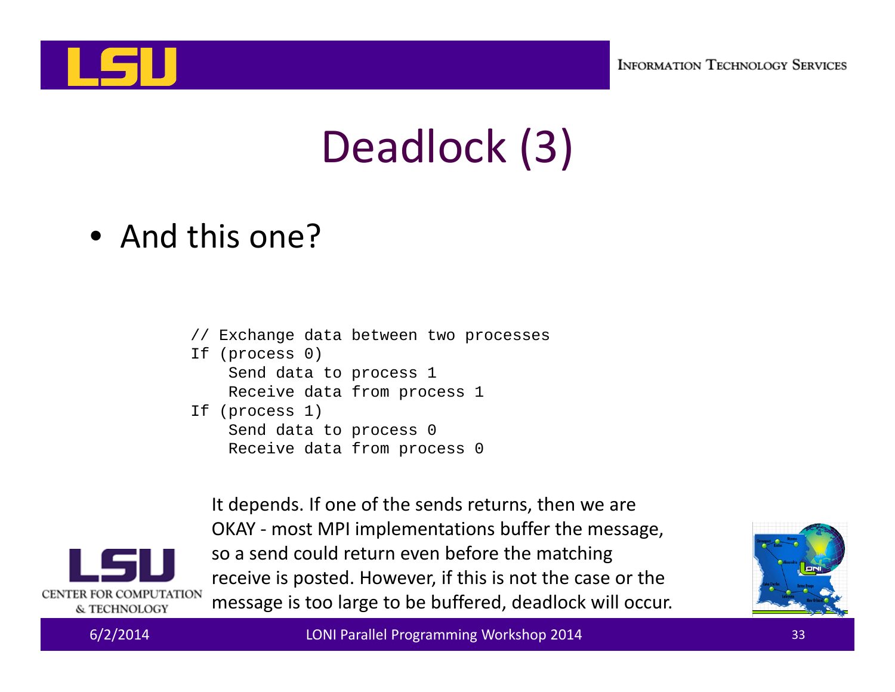# Deadlock (3)

- And this one?

```
// Exchange data between two processes
If (process 0)
    Send data to process 1
    Receive data from process 1
If (process 1)
    Send data to process 0
    Receive data from process 0
```

It depends. If one of the sends returns, then we are OKAY - most MPI implementations buffer the message, so a send could return even before the matching receive is posted. However, if this is not the case or the message is too large to be buffered, deadlock will occur.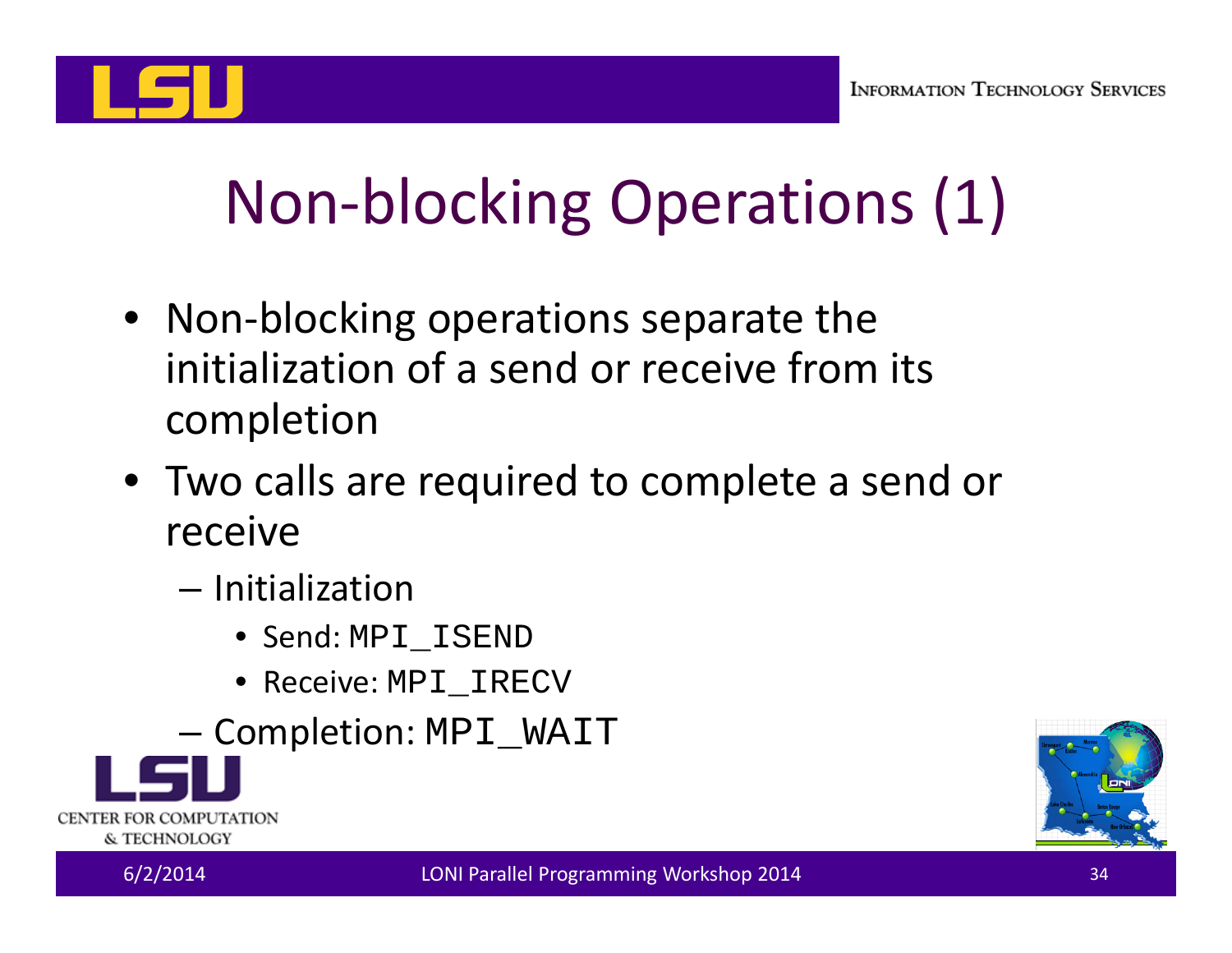# Non-blocking Operations (1)

- Non-blocking operations separate the initialization of a send or receive from its completion
- Two calls are required to complete a send or receive
  - Initialization
    - Send: `MPI_ISEND`
    - Receive: `MPI_IRECV`
  - Completion: `MPI_WAIT`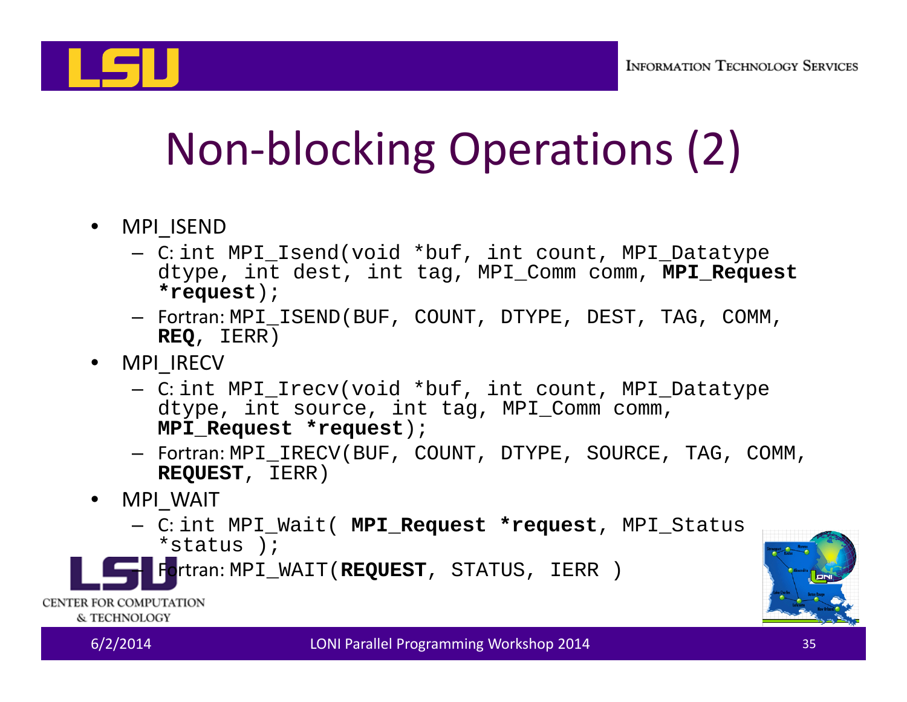# Non-blocking Operations (2)

- MPI_ISEND
  - C: `int MPI_Isend(void *buf, int count, MPI_Datatype dtype, int dest, int tag, MPI_Comm comm, MPI_Request *request);`
  - Fortran: `MPI_ISEND(BUF, COUNT, DTYPE, DEST, TAG, COMM, REQ, IERR)`
- MPI_IRECV
  - C: `int MPI_Irecv(void *buf, int count, MPI_Datatype dtype, int source, int tag, MPI_Comm comm, MPI_Request *request);`
  - Fortran: `MPI_IRECV(BUF, COUNT, DTYPE, SOURCE, TAG, COMM, REQUEST, IERR)`
- MPI_WAIT
  - C: `int MPI_Wait( MPI_Request *request, MPI_Status *status );`
  - Fortran: `MPI_WAIT(REQUEST, STATUS, IERR )`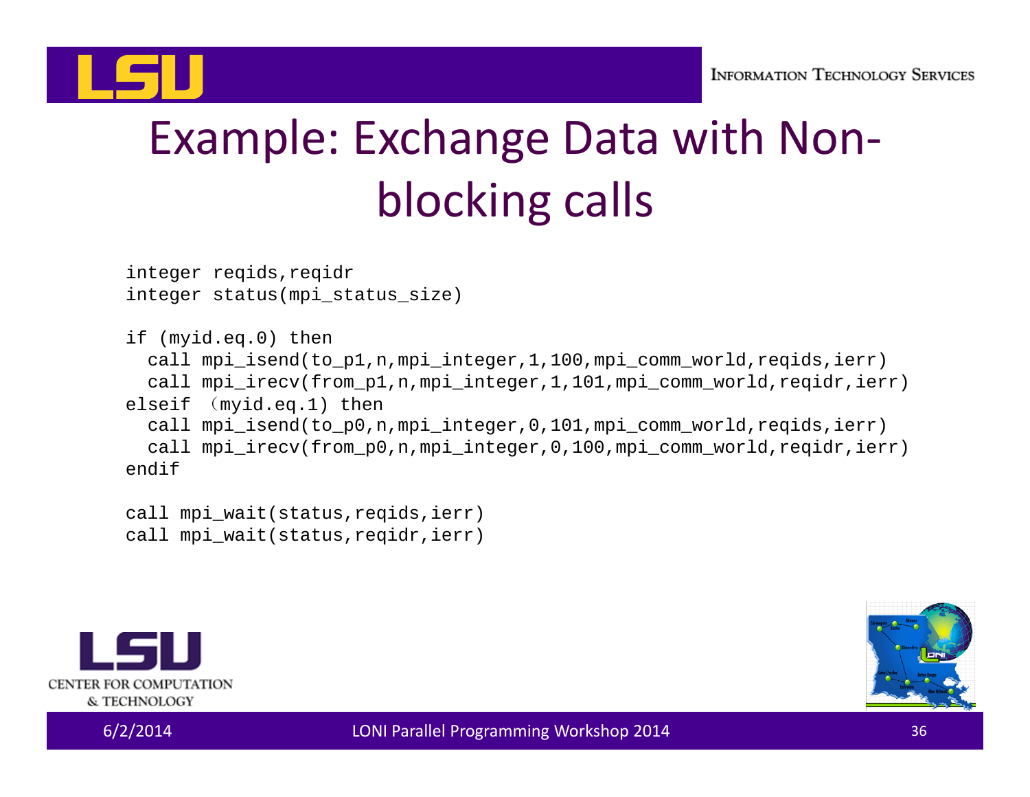# Example: Exchange Data with Non-blocking calls

```
integer reqids,reqidr
integer status(mpi_status_size)

if (myid.eq.0) then
  call mpi_isend(to_p1,n,mpi_integer,1,100,mpi_comm_world,reqids,ierr)
  call mpi_irecv(from_p1,n,mpi_integer,1,101,mpi_comm_world,reqidr,ierr)
elseif （myid.eq.1) then
  call mpi_isend(to_p0,n,mpi_integer,0,101,mpi_comm_world,reqids,ierr)
  call mpi_irecv(from_p0,n,mpi_integer,0,100,mpi_comm_world,reqidr,ierr)
endif

call mpi_wait(status,reqids,ierr)
call mpi_wait(status,reqidr,ierr)
```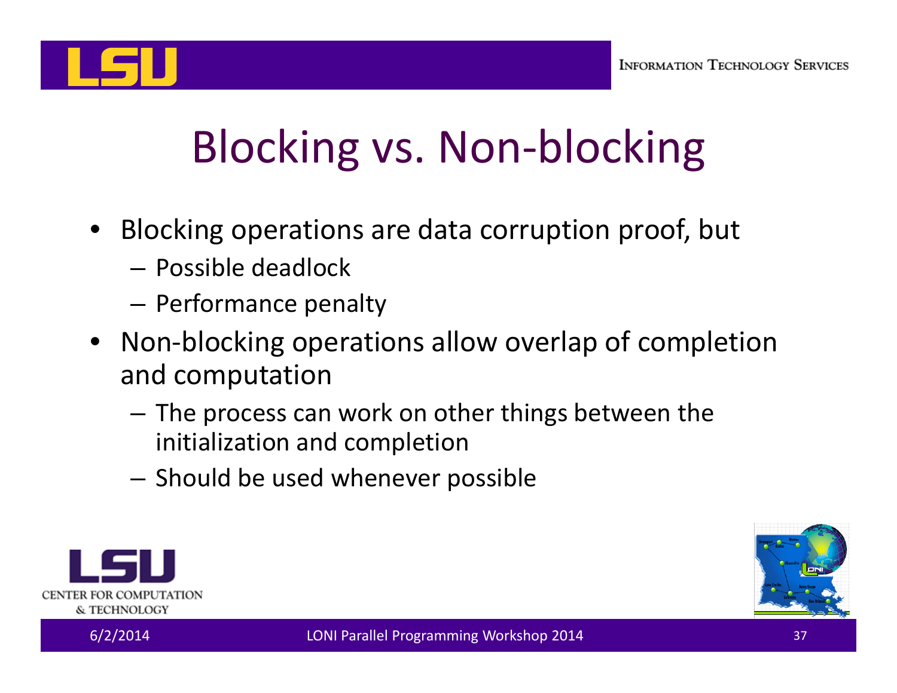# Blocking vs. Non-blocking

- Blocking operations are data corruption proof, but
  - Possible deadlock
  - Performance penalty
- Non-blocking operations allow overlap of completion and computation
  - The process can work on other things between the initialization and completion
  - Should be used whenever possible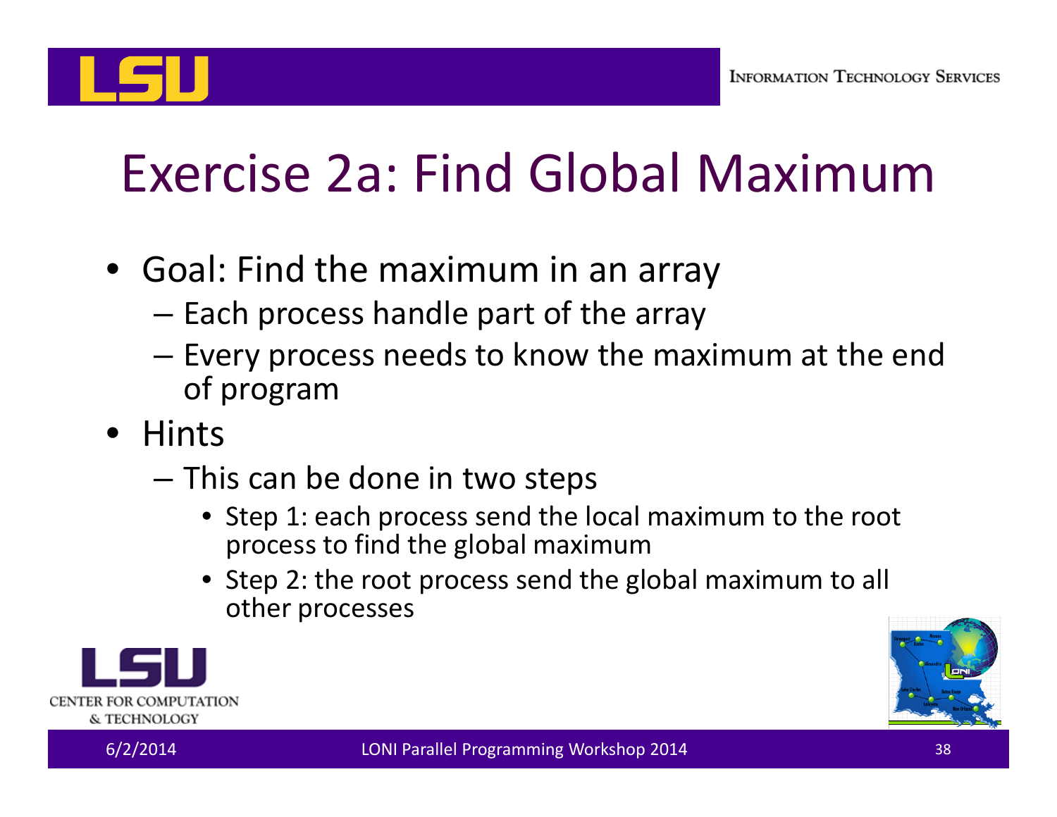# Exercise 2a: Find Global Maximum

- Goal: Find the maximum in an array
  - Each process handle part of the array
  - Every process needs to know the maximum at the end of program
- Hints
  - This can be done in two steps
    - Step 1: each process send the local maximum to the root process to find the global maximum
    - Step 2: the root process send the global maximum to all other processes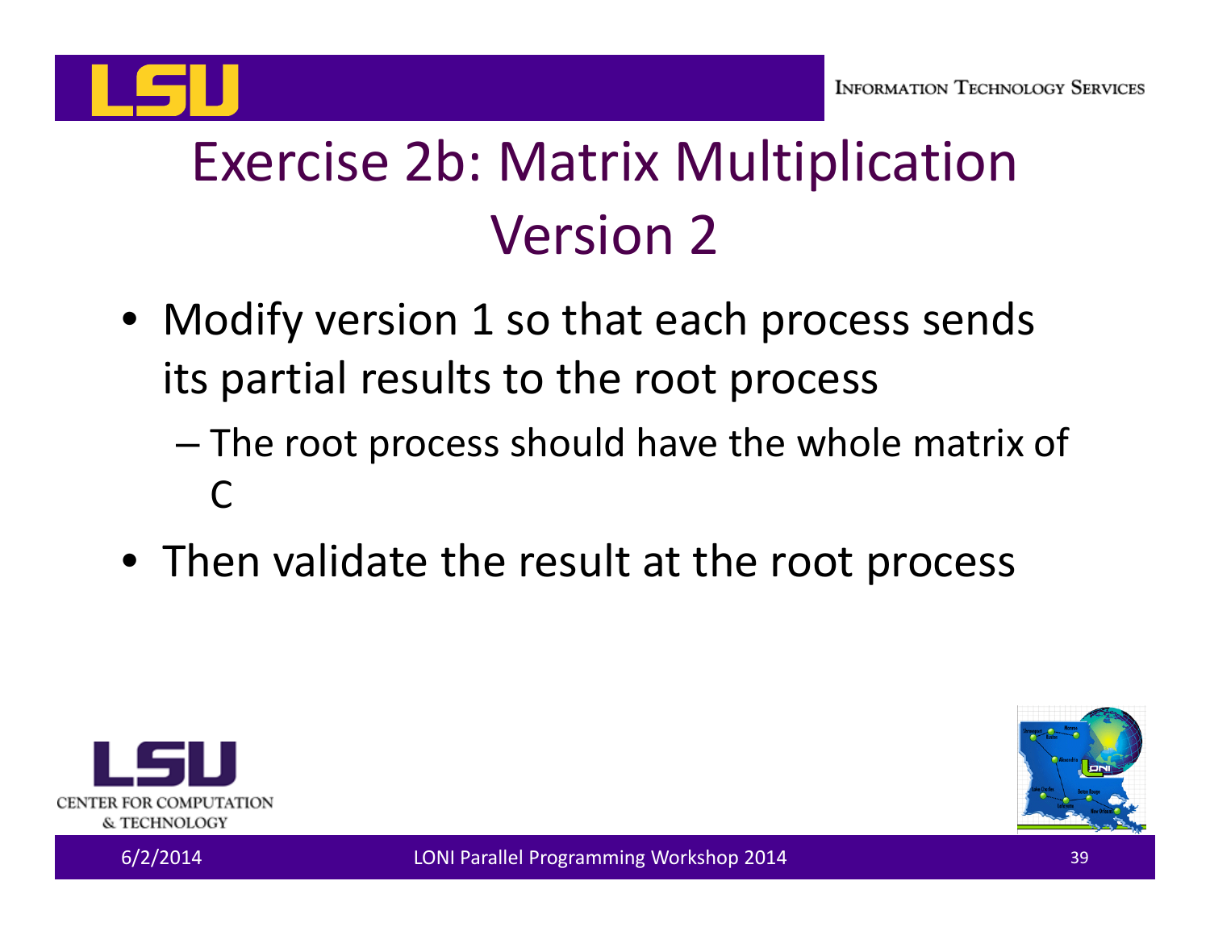# Exercise 2b: Matrix Multiplication Version 2

- Modify version 1 so that each process sends its partial results to the root process
  - The root process should have the whole matrix of C
- Then validate the result at the root process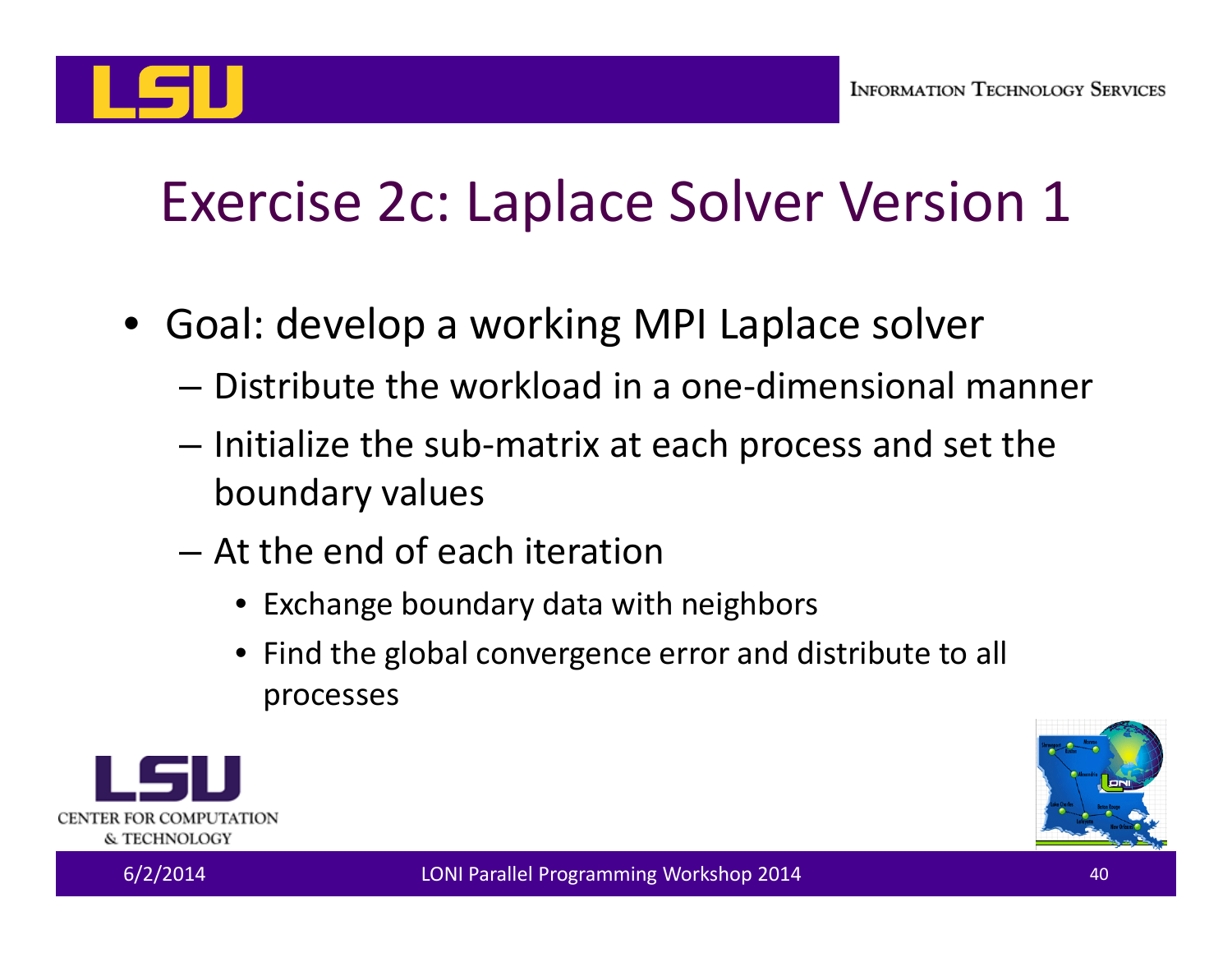# Exercise 2c: Laplace Solver Version 1

- Goal: develop a working MPI Laplace solver
  - Distribute the workload in a one-dimensional manner
  - Initialize the sub-matrix at each process and set the boundary values
  - At the end of each iteration
    - Exchange boundary data with neighbors
    - Find the global convergence error and distribute to all processes